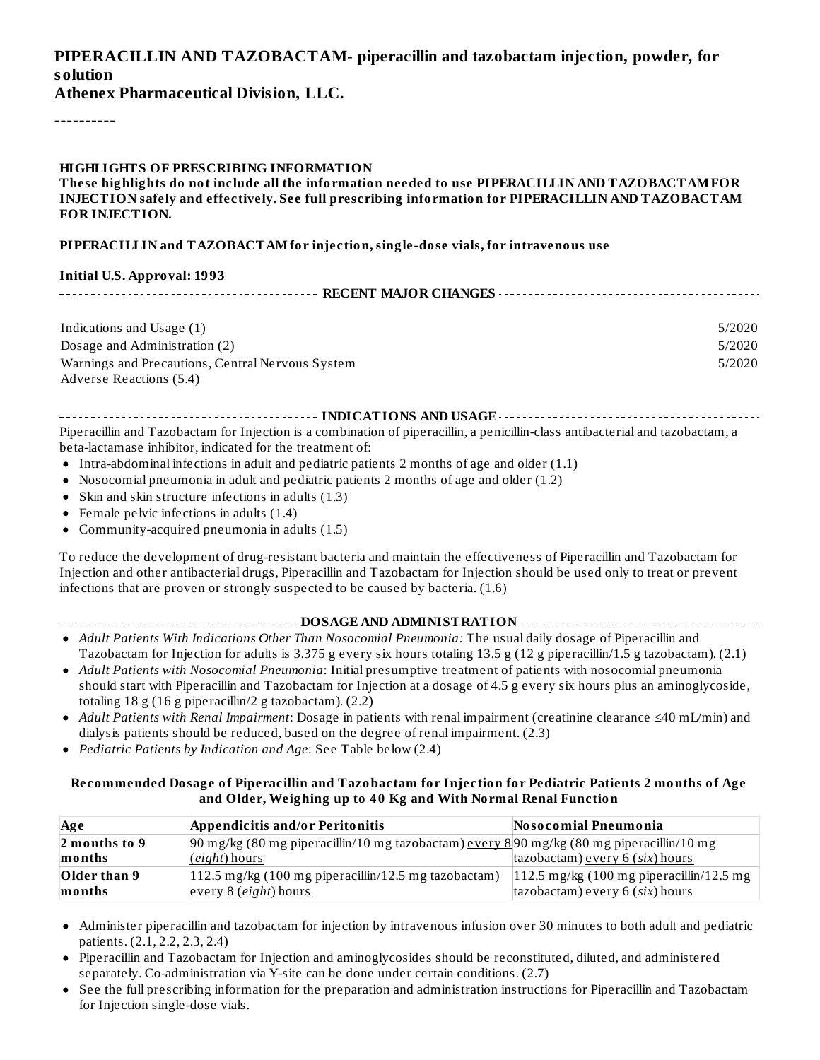# PIPERACILLIN AND TAZOBACTAM- piperacillin and tazobactam injection, powder, for solution

**Athenex Pharmaceutical Division, LLC.**

----------

**HIGHLIGHTS OF PRESCRIBING INFORMATION**

**These highlights do not include all the information needed to use PIPERACILLIN AND TAZOBACTAM FOR INJECTION safely and effectively. See full prescribing information for PIPERACILLIN AND TAZOBACTAM FOR INJECTION.**

**PIPERACILLIN and TAZOBACTAM for injection, single-dose vials, for intravenous use**

**Initial U.S. Approval: 1993**

**RECENT MAJOR CHANGES**

| | |
|---|---|
| Indications and Usage (1) | 5/2020 |
| Dosage and Administration (2) | 5/2020 |
| Warnings and Precautions, Central Nervous System Adverse Reactions (5.4) | 5/2020 |

**INDICATIONS AND USAGE**

Piperacillin and Tazobactam for Injection is a combination of piperacillin, a penicillin-class antibacterial and tazobactam, a beta-lactamase inhibitor, indicated for the treatment of:

- Intra-abdominal infections in adult and pediatric patients 2 months of age and older (1.1)
- Nosocomial pneumonia in adult and pediatric patients 2 months of age and older (1.2)
- Skin and skin structure infections in adults (1.3)
- Female pelvic infections in adults (1.4)
- Community-acquired pneumonia in adults (1.5)

To reduce the development of drug-resistant bacteria and maintain the effectiveness of Piperacillin and Tazobactam for Injection and other antibacterial drugs, Piperacillin and Tazobactam for Injection should be used only to treat or prevent infections that are proven or strongly suspected to be caused by bacteria. (1.6)

**DOSAGE AND ADMINISTRATION**

- *Adult Patients With Indications Other Than Nosocomial Pneumonia:* The usual daily dosage of Piperacillin and Tazobactam for Injection for adults is 3.375 g every six hours totaling 13.5 g (12 g piperacillin/1.5 g tazobactam). (2.1)
- *Adult Patients with Nosocomial Pneumonia*: Initial presumptive treatment of patients with nosocomial pneumonia should start with Piperacillin and Tazobactam for Injection at a dosage of 4.5 g every six hours plus an aminoglycoside, totaling 18 g (16 g piperacillin/2 g tazobactam). (2.2)
- *Adult Patients with Renal Impairment*: Dosage in patients with renal impairment (creatinine clearance ≤40 mL/min) and dialysis patients should be reduced, based on the degree of renal impairment. (2.3)
- *Pediatric Patients by Indication and Age*: See Table below (2.4)

**Recommended Dosage of Piperacillin and Tazobactam for Injection for Pediatric Patients 2 months of Age and Older, Weighing up to 40 Kg and With Normal Renal Function**

| Age | Appendicitis and/or Peritonitis | Nosocomial Pneumonia |
|---|---|---|
| **2 months to 9 months** | 90 mg/kg (80 mg piperacillin/10 mg tazobactam) every 8 (*eight*) hours | 90 mg/kg (80 mg piperacillin/10 mg tazobactam) every 6 (*six*) hours |
| **Older than 9 months** | 112.5 mg/kg (100 mg piperacillin/12.5 mg tazobactam) every 8 (*eight*) hours | 112.5 mg/kg (100 mg piperacillin/12.5 mg tazobactam) every 6 (*six*) hours |

- Administer piperacillin and tazobactam for injection by intravenous infusion over 30 minutes to both adult and pediatric patients. (2.1, 2.2, 2.3, 2.4)
- Piperacillin and Tazobactam for Injection and aminoglycosides should be reconstituted, diluted, and administered separately. Co-administration via Y-site can be done under certain conditions. (2.7)
- See the full prescribing information for the preparation and administration instructions for Piperacillin and Tazobactam for Injection single-dose vials.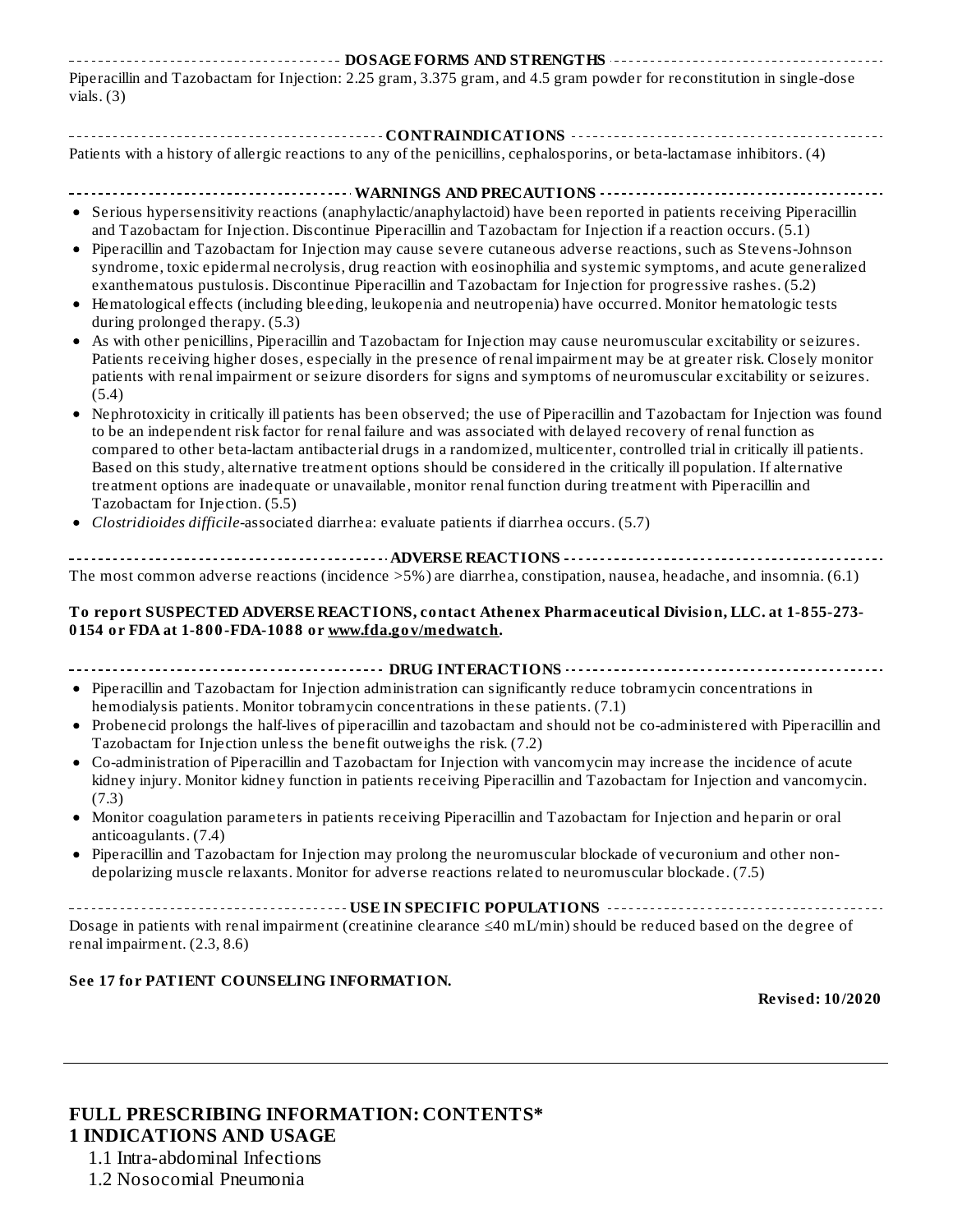## DOSAGE FORMS AND STRENGTHS

Piperacillin and Tazobactam for Injection: 2.25 gram, 3.375 gram, and 4.5 gram powder for reconstitution in single-dose vials. (3)

## CONTRAINDICATIONS

Patients with a history of allergic reactions to any of the penicillins, cephalosporins, or beta-lactamase inhibitors. (4)

## WARNINGS AND PRECAUTIONS

- Serious hypersensitivity reactions (anaphylactic/anaphylactoid) have been reported in patients receiving Piperacillin and Tazobactam for Injection. Discontinue Piperacillin and Tazobactam for Injection if a reaction occurs. (5.1)
- Piperacillin and Tazobactam for Injection may cause severe cutaneous adverse reactions, such as Stevens-Johnson syndrome, toxic epidermal necrolysis, drug reaction with eosinophilia and systemic symptoms, and acute generalized exanthematous pustulosis. Discontinue Piperacillin and Tazobactam for Injection for progressive rashes. (5.2)
- Hematological effects (including bleeding, leukopenia and neutropenia) have occurred. Monitor hematologic tests during prolonged therapy. (5.3)
- As with other penicillins, Piperacillin and Tazobactam for Injection may cause neuromuscular excitability or seizures. Patients receiving higher doses, especially in the presence of renal impairment may be at greater risk. Closely monitor patients with renal impairment or seizure disorders for signs and symptoms of neuromuscular excitability or seizures. (5.4)
- Nephrotoxicity in critically ill patients has been observed; the use of Piperacillin and Tazobactam for Injection was found to be an independent risk factor for renal failure and was associated with delayed recovery of renal function as compared to other beta-lactam antibacterial drugs in a randomized, multicenter, controlled trial in critically ill patients. Based on this study, alternative treatment options should be considered in the critically ill population. If alternative treatment options are inadequate or unavailable, monitor renal function during treatment with Piperacillin and Tazobactam for Injection. (5.5)
- *Clostridioides difficile*-associated diarrhea: evaluate patients if diarrhea occurs. (5.7)

## ADVERSE REACTIONS

The most common adverse reactions (incidence >5%) are diarrhea, constipation, nausea, headache, and insomnia. (6.1)

**To report SUSPECTED ADVERSE REACTIONS, contact Athenex Pharmaceutical Division, LLC. at 1-855-273-0154 or FDA at 1-800-FDA-1088 or www.fda.gov/medwatch.**

## DRUG INTERACTIONS

- Piperacillin and Tazobactam for Injection administration can significantly reduce tobramycin concentrations in hemodialysis patients. Monitor tobramycin concentrations in these patients. (7.1)
- Probenecid prolongs the half-lives of piperacillin and tazobactam and should not be co-administered with Piperacillin and Tazobactam for Injection unless the benefit outweighs the risk. (7.2)
- Co-administration of Piperacillin and Tazobactam for Injection with vancomycin may increase the incidence of acute kidney injury. Monitor kidney function in patients receiving Piperacillin and Tazobactam for Injection and vancomycin. (7.3)
- Monitor coagulation parameters in patients receiving Piperacillin and Tazobactam for Injection and heparin or oral anticoagulants. (7.4)
- Piperacillin and Tazobactam for Injection may prolong the neuromuscular blockade of vecuronium and other non-depolarizing muscle relaxants. Monitor for adverse reactions related to neuromuscular blockade. (7.5)

## USE IN SPECIFIC POPULATIONS

Dosage in patients with renal impairment (creatinine clearance ≤40 mL/min) should be reduced based on the degree of renal impairment. (2.3, 8.6)

**See 17 for PATIENT COUNSELING INFORMATION.**

**Revised: 10/2020**

---

# FULL PRESCRIBING INFORMATION: CONTENTS*

## 1 INDICATIONS AND USAGE

1.1 Intra-abdominal Infections
1.2 Nosocomial Pneumonia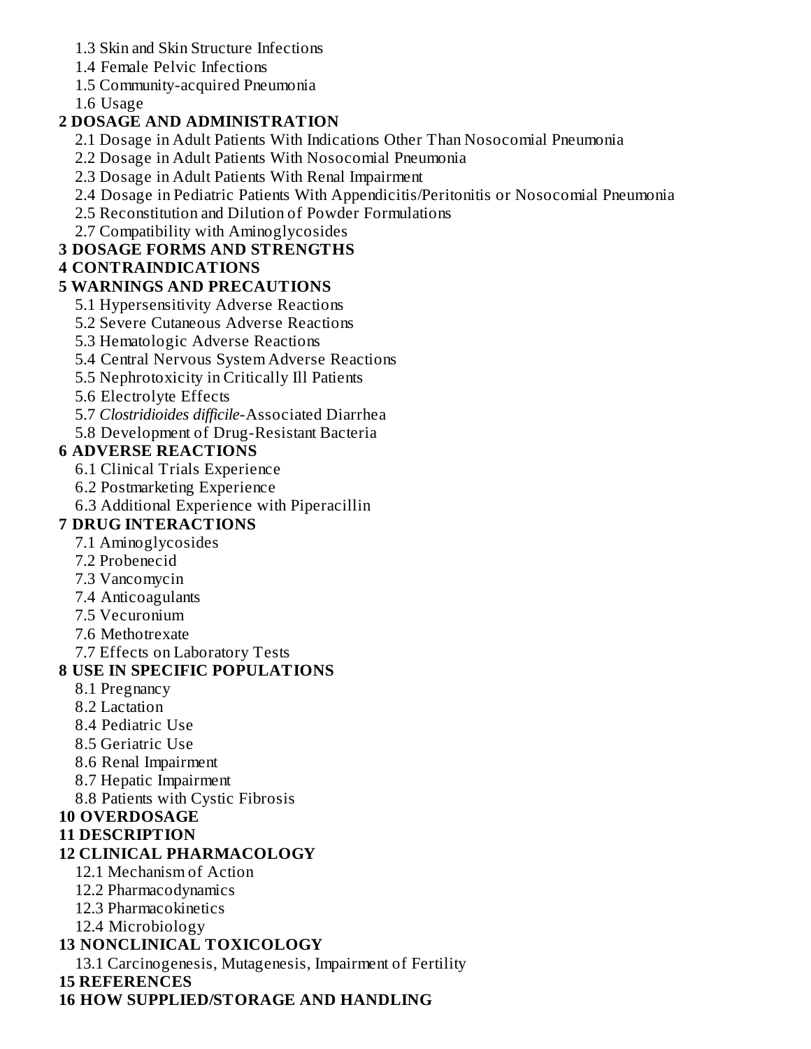1.3 Skin and Skin Structure Infections

1.4 Female Pelvic Infections

1.5 Community-acquired Pneumonia

1.6 Usage

**2 DOSAGE AND ADMINISTRATION**

2.1 Dosage in Adult Patients With Indications Other Than Nosocomial Pneumonia

2.2 Dosage in Adult Patients With Nosocomial Pneumonia

2.3 Dosage in Adult Patients With Renal Impairment

2.4 Dosage in Pediatric Patients With Appendicitis/Peritonitis or Nosocomial Pneumonia

2.5 Reconstitution and Dilution of Powder Formulations

2.7 Compatibility with Aminoglycosides

**3 DOSAGE FORMS AND STRENGTHS**

**4 CONTRAINDICATIONS**

**5 WARNINGS AND PRECAUTIONS**

5.1 Hypersensitivity Adverse Reactions

5.2 Severe Cutaneous Adverse Reactions

5.3 Hematologic Adverse Reactions

5.4 Central Nervous System Adverse Reactions

5.5 Nephrotoxicity in Critically Ill Patients

5.6 Electrolyte Effects

5.7 *Clostridioides difficile*-Associated Diarrhea

5.8 Development of Drug-Resistant Bacteria

**6 ADVERSE REACTIONS**

6.1 Clinical Trials Experience

6.2 Postmarketing Experience

6.3 Additional Experience with Piperacillin

**7 DRUG INTERACTIONS**

7.1 Aminoglycosides

7.2 Probenecid

7.3 Vancomycin

7.4 Anticoagulants

7.5 Vecuronium

7.6 Methotrexate

7.7 Effects on Laboratory Tests

**8 USE IN SPECIFIC POPULATIONS**

8.1 Pregnancy

8.2 Lactation

8.4 Pediatric Use

8.5 Geriatric Use

8.6 Renal Impairment

8.7 Hepatic Impairment

8.8 Patients with Cystic Fibrosis

**10 OVERDOSAGE**

**11 DESCRIPTION**

**12 CLINICAL PHARMACOLOGY**

12.1 Mechanism of Action

12.2 Pharmacodynamics

12.3 Pharmacokinetics

12.4 Microbiology

**13 NONCLINICAL TOXICOLOGY**

13.1 Carcinogenesis, Mutagenesis, Impairment of Fertility

**15 REFERENCES**

**16 HOW SUPPLIED/STORAGE AND HANDLING**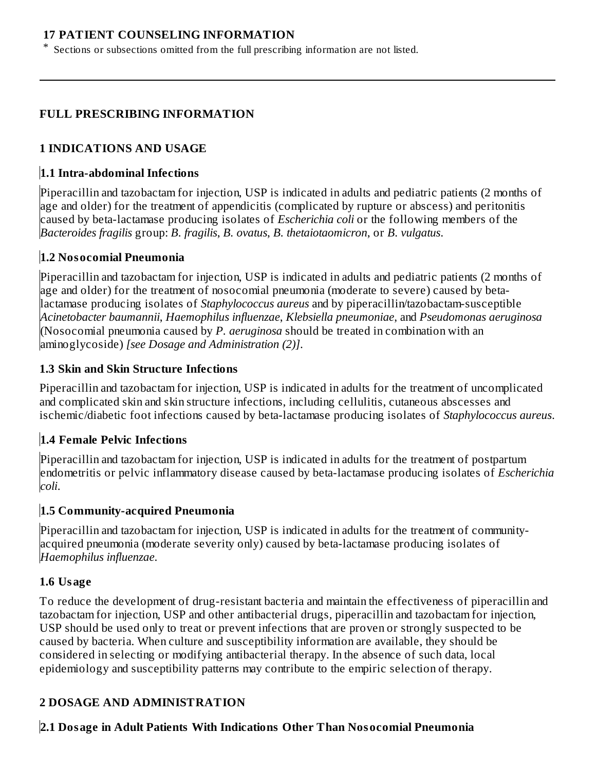**17 PATIENT COUNSELING INFORMATION**

* Sections or subsections omitted from the full prescribing information are not listed.

---

## FULL PRESCRIBING INFORMATION

## 1 INDICATIONS AND USAGE

### 1.1 Intra-abdominal Infections

Piperacillin and tazobactam for injection, USP is indicated in adults and pediatric patients (2 months of age and older) for the treatment of appendicitis (complicated by rupture or abscess) and peritonitis caused by beta-lactamase producing isolates of *Escherichia coli* or the following members of the *Bacteroides fragilis* group: *B. fragilis*, *B. ovatus*, *B. thetaiotaomicron*, or *B. vulgatus*.

### 1.2 Nosocomial Pneumonia

Piperacillin and tazobactam for injection, USP is indicated in adults and pediatric patients (2 months of age and older) for the treatment of nosocomial pneumonia (moderate to severe) caused by beta-lactamase producing isolates of *Staphylococcus aureus* and by piperacillin/tazobactam-susceptible *Acinetobacter baumannii*, *Haemophilus influenzae*, *Klebsiella pneumoniae*, and *Pseudomonas aeruginosa* (Nosocomial pneumonia caused by *P. aeruginosa* should be treated in combination with an aminoglycoside) *[see Dosage and Administration (2)]*.

### 1.3 Skin and Skin Structure Infections

Piperacillin and tazobactam for injection, USP is indicated in adults for the treatment of uncomplicated and complicated skin and skin structure infections, including cellulitis, cutaneous abscesses and ischemic/diabetic foot infections caused by beta-lactamase producing isolates of *Staphylococcus aureus*.

### 1.4 Female Pelvic Infections

Piperacillin and tazobactam for injection, USP is indicated in adults for the treatment of postpartum endometritis or pelvic inflammatory disease caused by beta-lactamase producing isolates of *Escherichia coli*.

### 1.5 Community-acquired Pneumonia

Piperacillin and tazobactam for injection, USP is indicated in adults for the treatment of community-acquired pneumonia (moderate severity only) caused by beta-lactamase producing isolates of *Haemophilus influenzae*.

### 1.6 Usage

To reduce the development of drug-resistant bacteria and maintain the effectiveness of piperacillin and tazobactam for injection, USP and other antibacterial drugs, piperacillin and tazobactam for injection, USP should be used only to treat or prevent infections that are proven or strongly suspected to be caused by bacteria. When culture and susceptibility information are available, they should be considered in selecting or modifying antibacterial therapy. In the absence of such data, local epidemiology and susceptibility patterns may contribute to the empiric selection of therapy.

## 2 DOSAGE AND ADMINISTRATION

### 2.1 Dosage in Adult Patients With Indications Other Than Nosocomial Pneumonia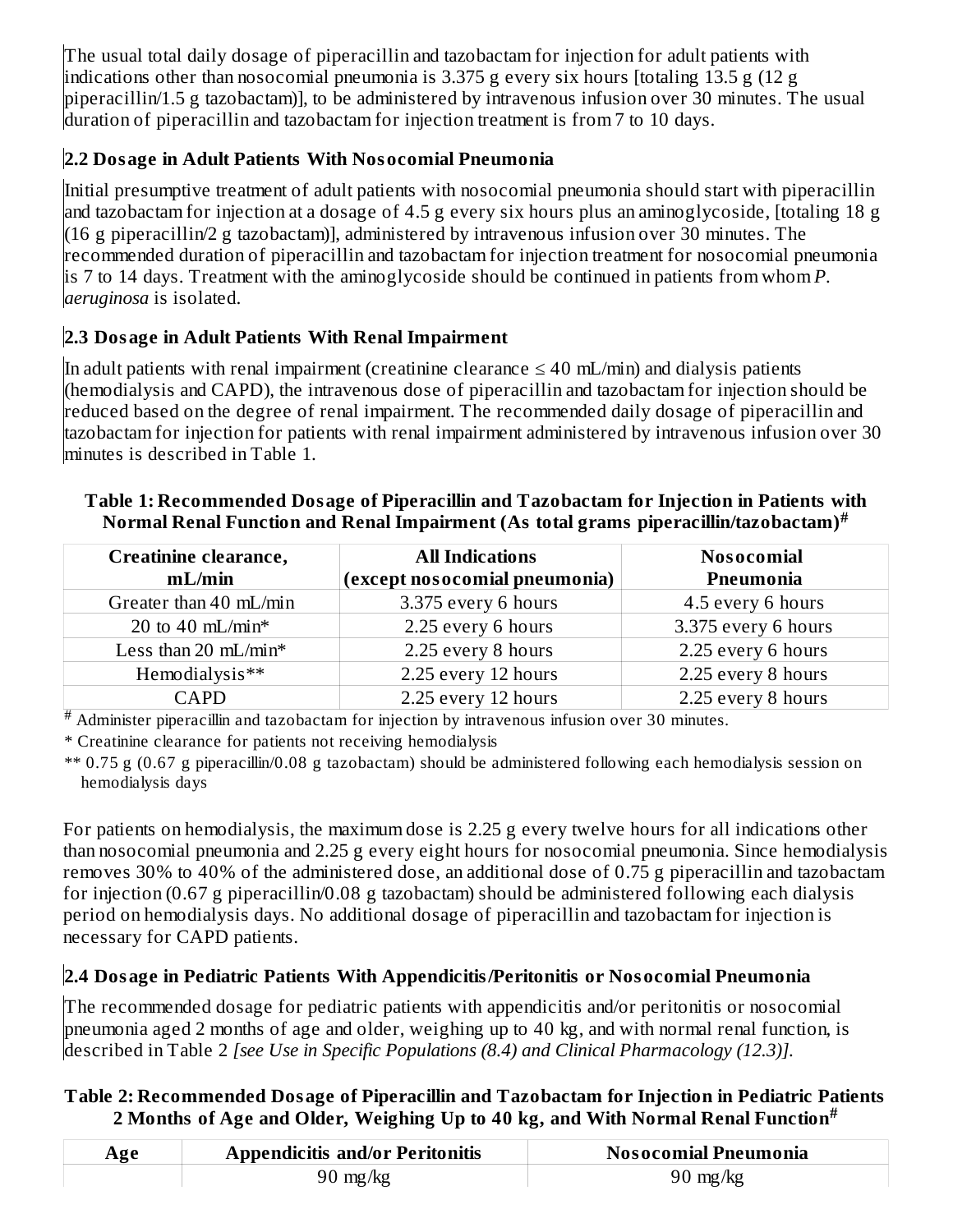The usual total daily dosage of piperacillin and tazobactam for injection for adult patients with indications other than nosocomial pneumonia is 3.375 g every six hours [totaling 13.5 g (12 g piperacillin/1.5 g tazobactam)], to be administered by intravenous infusion over 30 minutes. The usual duration of piperacillin and tazobactam for injection treatment is from 7 to 10 days.

### 2.2 Dosage in Adult Patients With Nosocomial Pneumonia

Initial presumptive treatment of adult patients with nosocomial pneumonia should start with piperacillin and tazobactam for injection at a dosage of 4.5 g every six hours plus an aminoglycoside, [totaling 18 g (16 g piperacillin/2 g tazobactam)], administered by intravenous infusion over 30 minutes. The recommended duration of piperacillin and tazobactam for injection treatment for nosocomial pneumonia is 7 to 14 days. Treatment with the aminoglycoside should be continued in patients from whom *P. aeruginosa* is isolated.

### 2.3 Dosage in Adult Patients With Renal Impairment

In adult patients with renal impairment (creatinine clearance ≤ 40 mL/min) and dialysis patients (hemodialysis and CAPD), the intravenous dose of piperacillin and tazobactam for injection should be reduced based on the degree of renal impairment. The recommended daily dosage of piperacillin and tazobactam for injection for patients with renal impairment administered by intravenous infusion over 30 minutes is described in Table 1.

**Table 1: Recommended Dosage of Piperacillin and Tazobactam for Injection in Patients with Normal Renal Function and Renal Impairment (As total grams piperacillin/tazobactam)#**

| Creatinine clearance, mL/min | All Indications (except nosocomial pneumonia) | Nosocomial Pneumonia |
|---|---|---|
| Greater than 40 mL/min | 3.375 every 6 hours | 4.5 every 6 hours |
| 20 to 40 mL/min* | 2.25 every 6 hours | 3.375 every 6 hours |
| Less than 20 mL/min* | 2.25 every 8 hours | 2.25 every 6 hours |
| Hemodialysis** | 2.25 every 12 hours | 2.25 every 8 hours |
| CAPD | 2.25 every 12 hours | 2.25 every 8 hours |

# Administer piperacillin and tazobactam for injection by intravenous infusion over 30 minutes.

* Creatinine clearance for patients not receiving hemodialysis

** 0.75 g (0.67 g piperacillin/0.08 g tazobactam) should be administered following each hemodialysis session on hemodialysis days

For patients on hemodialysis, the maximum dose is 2.25 g every twelve hours for all indications other than nosocomial pneumonia and 2.25 g every eight hours for nosocomial pneumonia. Since hemodialysis removes 30% to 40% of the administered dose, an additional dose of 0.75 g piperacillin and tazobactam for injection (0.67 g piperacillin/0.08 g tazobactam) should be administered following each dialysis period on hemodialysis days. No additional dosage of piperacillin and tazobactam for injection is necessary for CAPD patients.

### 2.4 Dosage in Pediatric Patients With Appendicitis/Peritonitis or Nosocomial Pneumonia

The recommended dosage for pediatric patients with appendicitis and/or peritonitis or nosocomial pneumonia aged 2 months of age and older, weighing up to 40 kg, and with normal renal function, is described in Table 2 *[see Use in Specific Populations (8.4) and Clinical Pharmacology (12.3)]*.

**Table 2: Recommended Dosage of Piperacillin and Tazobactam for Injection in Pediatric Patients 2 Months of Age and Older, Weighing Up to 40 kg, and With Normal Renal Function#**

| Age | Appendicitis and/or Peritonitis | Nosocomial Pneumonia |
|---|---|---|
| | 90 mg/kg | 90 mg/kg |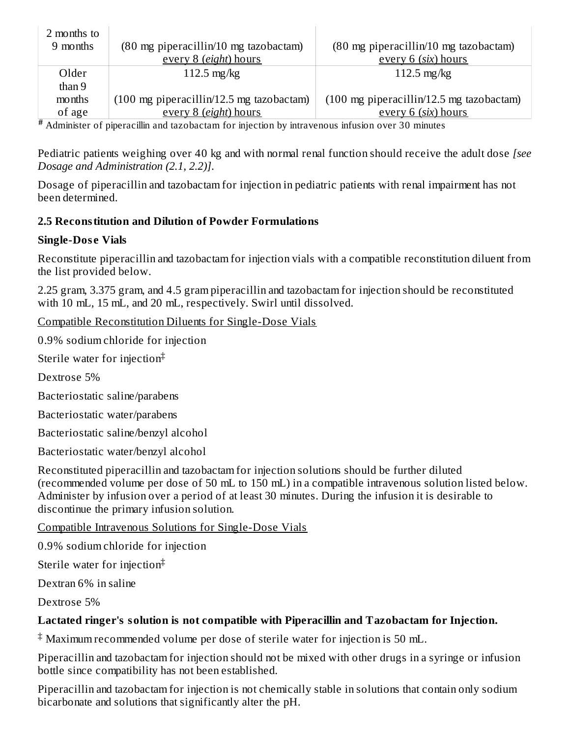| 2 months to 9 months | (80 mg piperacillin/10 mg tazobactam) every 8 (*eight*) hours | (80 mg piperacillin/10 mg tazobactam) every 6 (*six*) hours |
|---|---|---|
| Older than 9 months of age | 112.5 mg/kg (100 mg piperacillin/12.5 mg tazobactam) every 8 (*eight*) hours | 112.5 mg/kg (100 mg piperacillin/12.5 mg tazobactam) every 6 (*six*) hours |

# Administer of piperacillin and tazobactam for injection by intravenous infusion over 30 minutes

Pediatric patients weighing over 40 kg and with normal renal function should receive the adult dose *[see Dosage and Administration (2.1, 2.2)]*.

Dosage of piperacillin and tazobactam for injection in pediatric patients with renal impairment has not been determined.

### 2.5 Reconstitution and Dilution of Powder Formulations

**Single-Dose Vials**

Reconstitute piperacillin and tazobactam for injection vials with a compatible reconstitution diluent from the list provided below.

2.25 gram, 3.375 gram, and 4.5 gram piperacillin and tazobactam for injection should be reconstituted with 10 mL, 15 mL, and 20 mL, respectively. Swirl until dissolved.

Compatible Reconstitution Diluents for Single-Dose Vials

0.9% sodium chloride for injection

Sterile water for injection‡

Dextrose 5%

Bacteriostatic saline/parabens

Bacteriostatic water/parabens

Bacteriostatic saline/benzyl alcohol

Bacteriostatic water/benzyl alcohol

Reconstituted piperacillin and tazobactam for injection solutions should be further diluted (recommended volume per dose of 50 mL to 150 mL) in a compatible intravenous solution listed below. Administer by infusion over a period of at least 30 minutes. During the infusion it is desirable to discontinue the primary infusion solution.

Compatible Intravenous Solutions for Single-Dose Vials

0.9% sodium chloride for injection

Sterile water for injection‡

Dextran 6% in saline

Dextrose 5%

**Lactated ringer's solution is not compatible with Piperacillin and Tazobactam for Injection.**

‡ Maximum recommended volume per dose of sterile water for injection is 50 mL.

Piperacillin and tazobactam for injection should not be mixed with other drugs in a syringe or infusion bottle since compatibility has not been established.

Piperacillin and tazobactam for injection is not chemically stable in solutions that contain only sodium bicarbonate and solutions that significantly alter the pH.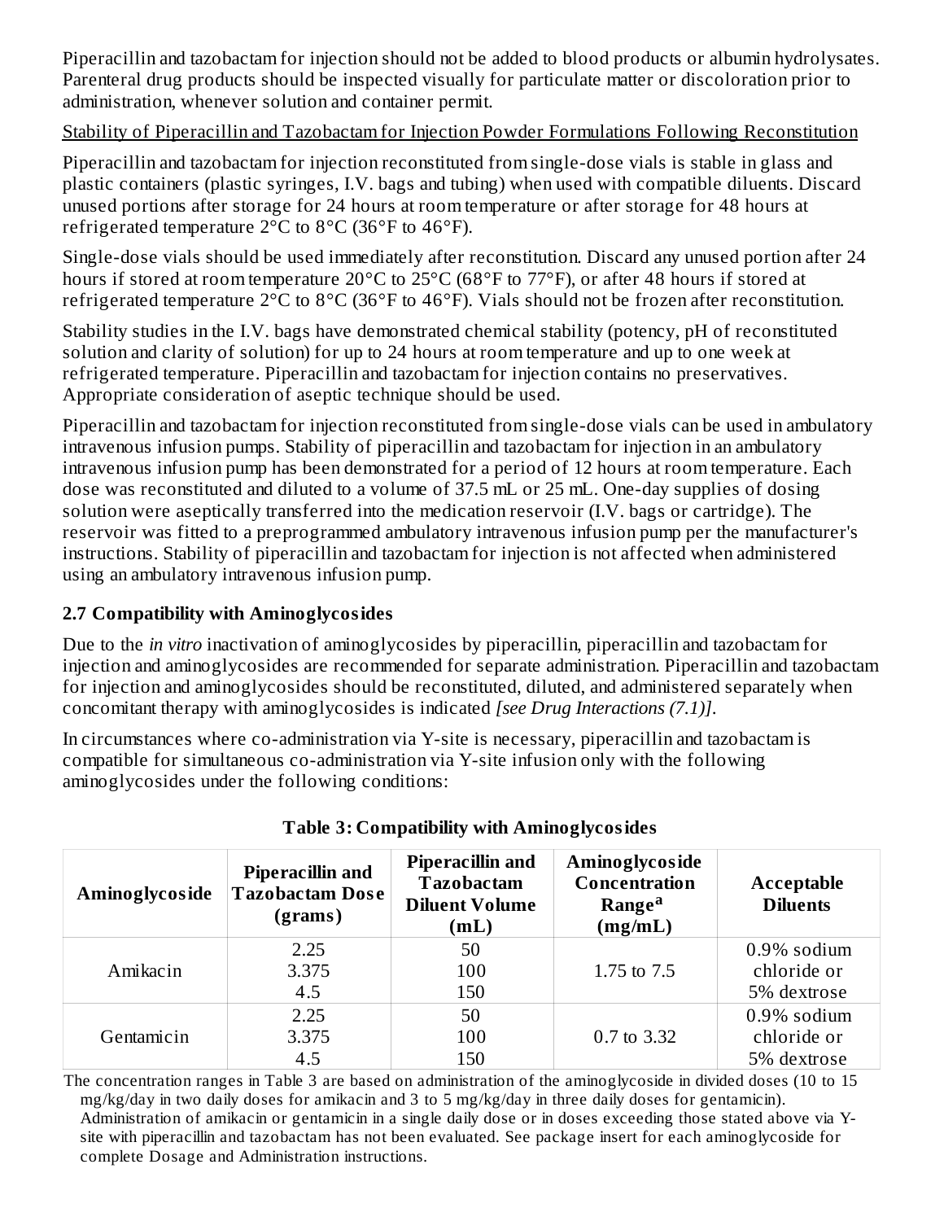Piperacillin and tazobactam for injection should not be added to blood products or albumin hydrolysates. Parenteral drug products should be inspected visually for particulate matter or discoloration prior to administration, whenever solution and container permit.

<u>Stability of Piperacillin and Tazobactam for Injection Powder Formulations Following Reconstitution</u>

Piperacillin and tazobactam for injection reconstituted from single-dose vials is stable in glass and plastic containers (plastic syringes, I.V. bags and tubing) when used with compatible diluents. Discard unused portions after storage for 24 hours at room temperature or after storage for 48 hours at refrigerated temperature 2°C to 8°C (36°F to 46°F).

Single-dose vials should be used immediately after reconstitution. Discard any unused portion after 24 hours if stored at room temperature 20°C to 25°C (68°F to 77°F), or after 48 hours if stored at refrigerated temperature 2°C to 8°C (36°F to 46°F). Vials should not be frozen after reconstitution.

Stability studies in the I.V. bags have demonstrated chemical stability (potency, pH of reconstituted solution and clarity of solution) for up to 24 hours at room temperature and up to one week at refrigerated temperature. Piperacillin and tazobactam for injection contains no preservatives. Appropriate consideration of aseptic technique should be used.

Piperacillin and tazobactam for injection reconstituted from single-dose vials can be used in ambulatory intravenous infusion pumps. Stability of piperacillin and tazobactam for injection in an ambulatory intravenous infusion pump has been demonstrated for a period of 12 hours at room temperature. Each dose was reconstituted and diluted to a volume of 37.5 mL or 25 mL. One-day supplies of dosing solution were aseptically transferred into the medication reservoir (I.V. bags or cartridge). The reservoir was fitted to a preprogrammed ambulatory intravenous infusion pump per the manufacturer's instructions. Stability of piperacillin and tazobactam for injection is not affected when administered using an ambulatory intravenous infusion pump.

### 2.7 Compatibility with Aminoglycosides

Due to the *in vitro* inactivation of aminoglycosides by piperacillin, piperacillin and tazobactam for injection and aminoglycosides are recommended for separate administration. Piperacillin and tazobactam for injection and aminoglycosides should be reconstituted, diluted, and administered separately when concomitant therapy with aminoglycosides is indicated *[see Drug Interactions (7.1)]*.

In circumstances where co-administration via Y-site is necessary, piperacillin and tazobactam is compatible for simultaneous co-administration via Y-site infusion only with the following aminoglycosides under the following conditions:

**Table 3: Compatibility with Aminoglycosides**

| Aminoglycoside | Piperacillin and Tazobactam Dose (grams) | Piperacillin and Tazobactam Diluent Volume (mL) | Aminoglycoside Concentration Range[a] (mg/mL) | Acceptable Diluents |
|---|---|---|---|---|
| Amikacin | 2.25<br>3.375<br>4.5 | 50<br>100<br>150 | 1.75 to 7.5 | 0.9% sodium chloride or 5% dextrose |
| Gentamicin | 2.25<br>3.375<br>4.5 | 50<br>100<br>150 | 0.7 to 3.32 | 0.9% sodium chloride or 5% dextrose |

The concentration ranges in Table 3 are based on administration of the aminoglycoside in divided doses (10 to 15 mg/kg/day in two daily doses for amikacin and 3 to 5 mg/kg/day in three daily doses for gentamicin). Administration of amikacin or gentamicin in a single daily dose or in doses exceeding those stated above via Y-site with piperacillin and tazobactam has not been evaluated. See package insert for each aminoglycoside for complete Dosage and Administration instructions.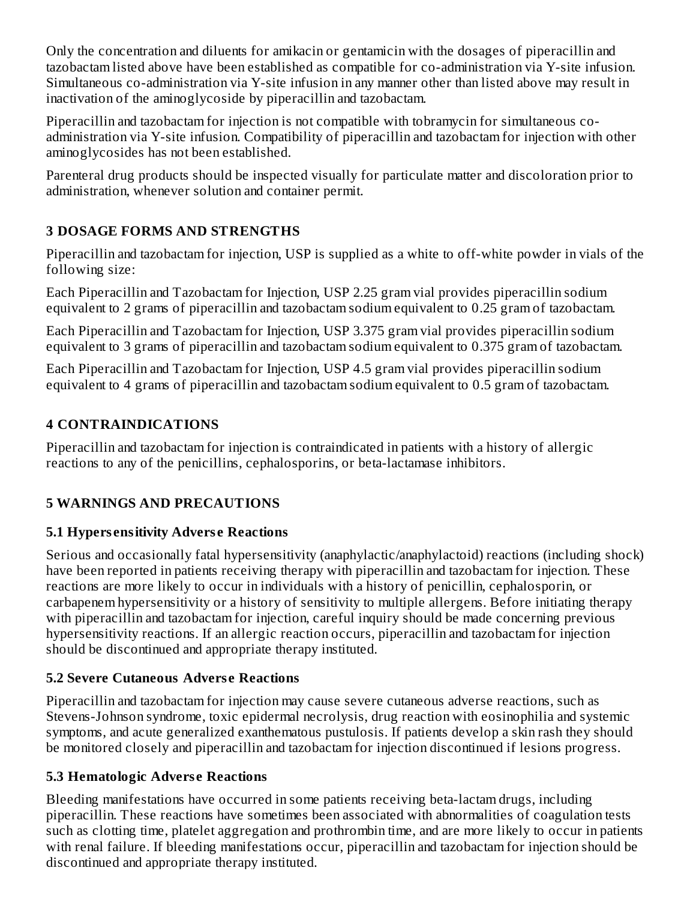Only the concentration and diluents for amikacin or gentamicin with the dosages of piperacillin and tazobactam listed above have been established as compatible for co-administration via Y-site infusion. Simultaneous co-administration via Y-site infusion in any manner other than listed above may result in inactivation of the aminoglycoside by piperacillin and tazobactam.

Piperacillin and tazobactam for injection is not compatible with tobramycin for simultaneous co-administration via Y-site infusion. Compatibility of piperacillin and tazobactam for injection with other aminoglycosides has not been established.

Parenteral drug products should be inspected visually for particulate matter and discoloration prior to administration, whenever solution and container permit.

## 3 DOSAGE FORMS AND STRENGTHS

Piperacillin and tazobactam for injection, USP is supplied as a white to off-white powder in vials of the following size:

Each Piperacillin and Tazobactam for Injection, USP 2.25 gram vial provides piperacillin sodium equivalent to 2 grams of piperacillin and tazobactam sodium equivalent to 0.25 gram of tazobactam.

Each Piperacillin and Tazobactam for Injection, USP 3.375 gram vial provides piperacillin sodium equivalent to 3 grams of piperacillin and tazobactam sodium equivalent to 0.375 gram of tazobactam.

Each Piperacillin and Tazobactam for Injection, USP 4.5 gram vial provides piperacillin sodium equivalent to 4 grams of piperacillin and tazobactam sodium equivalent to 0.5 gram of tazobactam.

## 4 CONTRAINDICATIONS

Piperacillin and tazobactam for injection is contraindicated in patients with a history of allergic reactions to any of the penicillins, cephalosporins, or beta-lactamase inhibitors.

## 5 WARNINGS AND PRECAUTIONS

### 5.1 Hypersensitivity Adverse Reactions

Serious and occasionally fatal hypersensitivity (anaphylactic/anaphylactoid) reactions (including shock) have been reported in patients receiving therapy with piperacillin and tazobactam for injection. These reactions are more likely to occur in individuals with a history of penicillin, cephalosporin, or carbapenem hypersensitivity or a history of sensitivity to multiple allergens. Before initiating therapy with piperacillin and tazobactam for injection, careful inquiry should be made concerning previous hypersensitivity reactions. If an allergic reaction occurs, piperacillin and tazobactam for injection should be discontinued and appropriate therapy instituted.

### 5.2 Severe Cutaneous Adverse Reactions

Piperacillin and tazobactam for injection may cause severe cutaneous adverse reactions, such as Stevens-Johnson syndrome, toxic epidermal necrolysis, drug reaction with eosinophilia and systemic symptoms, and acute generalized exanthematous pustulosis. If patients develop a skin rash they should be monitored closely and piperacillin and tazobactam for injection discontinued if lesions progress.

### 5.3 Hematologic Adverse Reactions

Bleeding manifestations have occurred in some patients receiving beta-lactam drugs, including piperacillin. These reactions have sometimes been associated with abnormalities of coagulation tests such as clotting time, platelet aggregation and prothrombin time, and are more likely to occur in patients with renal failure. If bleeding manifestations occur, piperacillin and tazobactam for injection should be discontinued and appropriate therapy instituted.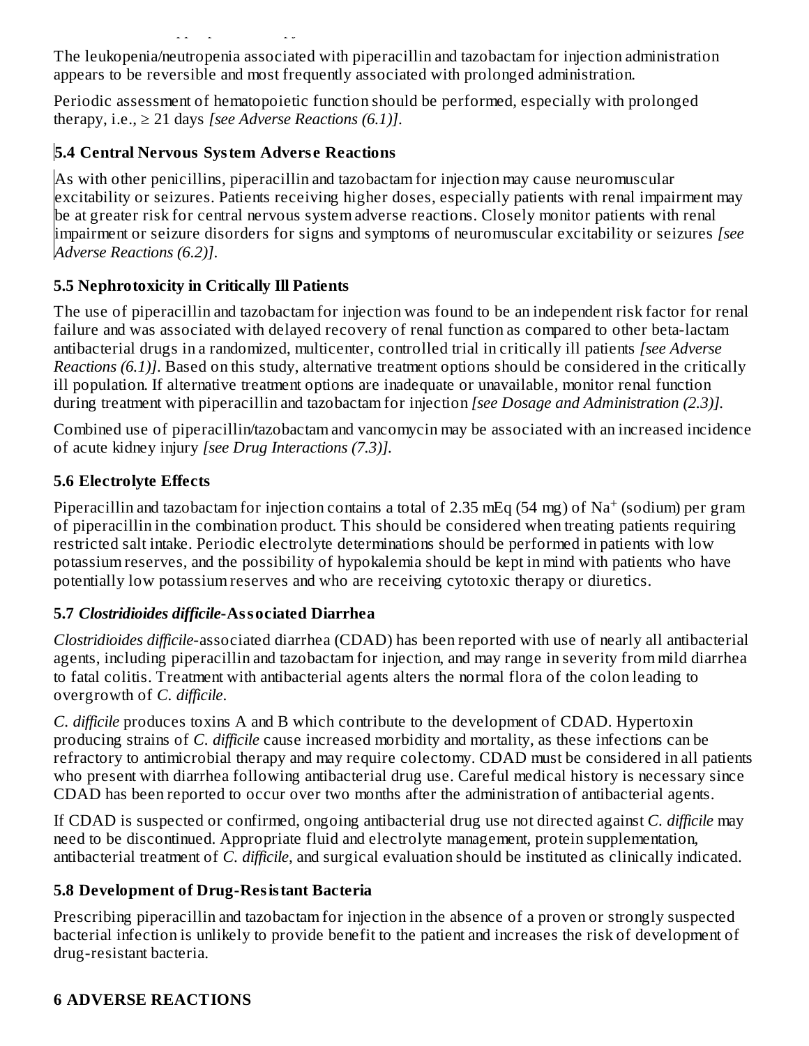The leukopenia/neutropenia associated with piperacillin and tazobactam for injection administration appears to be reversible and most frequently associated with prolonged administration.

Periodic assessment of hematopoietic function should be performed, especially with prolonged therapy, i.e., ≥ 21 days *[see Adverse Reactions (6.1)]*.

### 5.4 Central Nervous System Adverse Reactions

As with other penicillins, piperacillin and tazobactam for injection may cause neuromuscular excitability or seizures. Patients receiving higher doses, especially patients with renal impairment may be at greater risk for central nervous system adverse reactions. Closely monitor patients with renal impairment or seizure disorders for signs and symptoms of neuromuscular excitability or seizures *[see Adverse Reactions (6.2)]*.

### 5.5 Nephrotoxicity in Critically Ill Patients

The use of piperacillin and tazobactam for injection was found to be an independent risk factor for renal failure and was associated with delayed recovery of renal function as compared to other beta-lactam antibacterial drugs in a randomized, multicenter, controlled trial in critically ill patients *[see Adverse Reactions (6.1)]*. Based on this study, alternative treatment options should be considered in the critically ill population. If alternative treatment options are inadequate or unavailable, monitor renal function during treatment with piperacillin and tazobactam for injection *[see Dosage and Administration (2.3)]*.

Combined use of piperacillin/tazobactam and vancomycin may be associated with an increased incidence of acute kidney injury *[see Drug Interactions (7.3)]*.

### 5.6 Electrolyte Effects

Piperacillin and tazobactam for injection contains a total of 2.35 mEq (54 mg) of $Na^+$ (sodium) per gram of piperacillin in the combination product. This should be considered when treating patients requiring restricted salt intake. Periodic electrolyte determinations should be performed in patients with low potassium reserves, and the possibility of hypokalemia should be kept in mind with patients who have potentially low potassium reserves and who are receiving cytotoxic therapy or diuretics.

### 5.7 *Clostridioides difficile*-Associated Diarrhea

*Clostridioides difficile*-associated diarrhea (CDAD) has been reported with use of nearly all antibacterial agents, including piperacillin and tazobactam for injection, and may range in severity from mild diarrhea to fatal colitis. Treatment with antibacterial agents alters the normal flora of the colon leading to overgrowth of *C. difficile*.

*C. difficile* produces toxins A and B which contribute to the development of CDAD. Hypertoxin producing strains of *C. difficile* cause increased morbidity and mortality, as these infections can be refractory to antimicrobial therapy and may require colectomy. CDAD must be considered in all patients who present with diarrhea following antibacterial drug use. Careful medical history is necessary since CDAD has been reported to occur over two months after the administration of antibacterial agents.

If CDAD is suspected or confirmed, ongoing antibacterial drug use not directed against *C. difficile* may need to be discontinued. Appropriate fluid and electrolyte management, protein supplementation, antibacterial treatment of *C. difficile*, and surgical evaluation should be instituted as clinically indicated.

### 5.8 Development of Drug-Resistant Bacteria

Prescribing piperacillin and tazobactam for injection in the absence of a proven or strongly suspected bacterial infection is unlikely to provide benefit to the patient and increases the risk of development of drug-resistant bacteria.

## 6 ADVERSE REACTIONS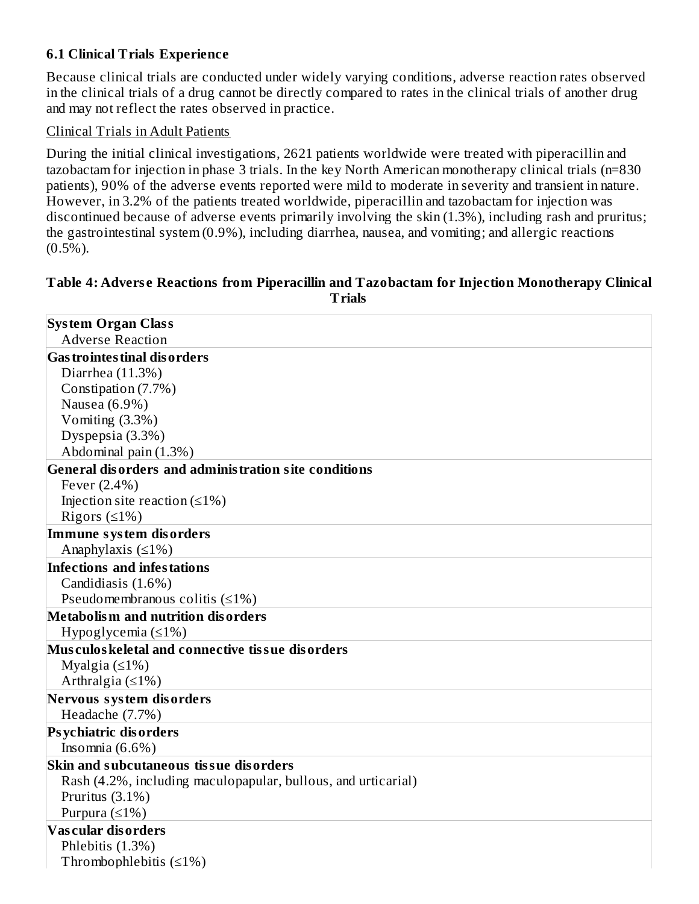### 6.1 Clinical Trials Experience

Because clinical trials are conducted under widely varying conditions, adverse reaction rates observed in the clinical trials of a drug cannot be directly compared to rates in the clinical trials of another drug and may not reflect the rates observed in practice.

Clinical Trials in Adult Patients

During the initial clinical investigations, 2621 patients worldwide were treated with piperacillin and tazobactam for injection in phase 3 trials. In the key North American monotherapy clinical trials (n=830 patients), 90% of the adverse events reported were mild to moderate in severity and transient in nature. However, in 3.2% of the patients treated worldwide, piperacillin and tazobactam for injection was discontinued because of adverse events primarily involving the skin (1.3%), including rash and pruritus; the gastrointestinal system (0.9%), including diarrhea, nausea, and vomiting; and allergic reactions (0.5%).

**Table 4: Adverse Reactions from Piperacillin and Tazobactam for Injection Monotherapy Clinical Trials**

| System Organ Class<br>Adverse Reaction |
|---|
| **Gastrointestinal disorders**<br>Diarrhea (11.3%)<br>Constipation (7.7%)<br>Nausea (6.9%)<br>Vomiting (3.3%)<br>Dyspepsia (3.3%)<br>Abdominal pain (1.3%) |
| **General disorders and administration site conditions**<br>Fever (2.4%)<br>Injection site reaction (≤1%)<br>Rigors (≤1%) |
| **Immune system disorders**<br>Anaphylaxis (≤1%) |
| **Infections and infestations**<br>Candidiasis (1.6%)<br>Pseudomembranous colitis (≤1%) |
| **Metabolism and nutrition disorders**<br>Hypoglycemia (≤1%) |
| **Musculoskeletal and connective tissue disorders**<br>Myalgia (≤1%)<br>Arthralgia (≤1%) |
| **Nervous system disorders**<br>Headache (7.7%) |
| **Psychiatric disorders**<br>Insomnia (6.6%) |
| **Skin and subcutaneous tissue disorders**<br>Rash (4.2%, including maculopapular, bullous, and urticarial)<br>Pruritus (3.1%)<br>Purpura (≤1%) |
| **Vascular disorders**<br>Phlebitis (1.3%)<br>Thrombophlebitis (≤1%) |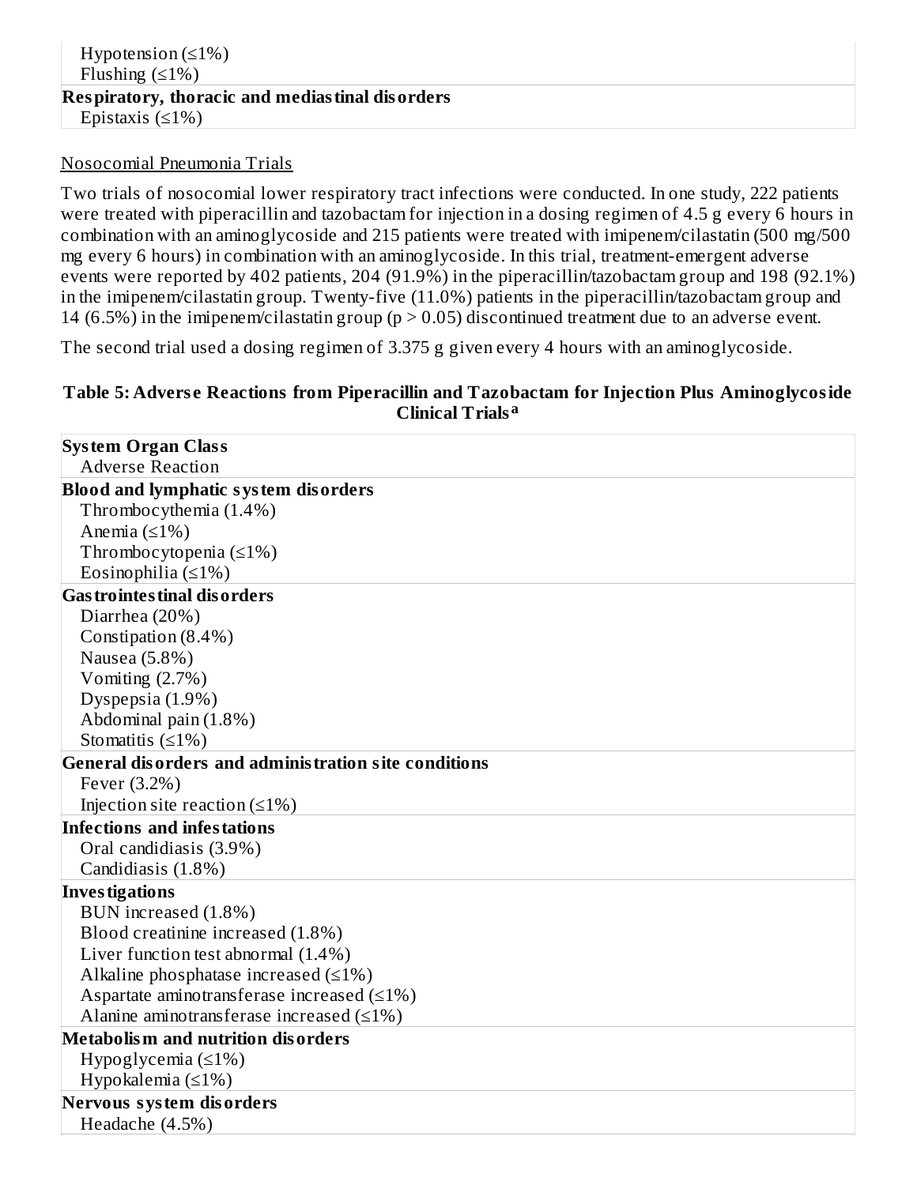| |
|---|
| Hypotension (≤1%) |
| Flushing (≤1%) |
| **Respiratory, thoracic and mediastinal disorders** |
| Epistaxis (≤1%) |

Nosocomial Pneumonia Trials

Two trials of nosocomial lower respiratory tract infections were conducted. In one study, 222 patients were treated with piperacillin and tazobactam for injection in a dosing regimen of 4.5 g every 6 hours in combination with an aminoglycoside and 215 patients were treated with imipenem/cilastatin (500 mg/500 mg every 6 hours) in combination with an aminoglycoside. In this trial, treatment-emergent adverse events were reported by 402 patients, 204 (91.9%) in the piperacillin/tazobactam group and 198 (92.1%) in the imipenem/cilastatin group. Twenty-five (11.0%) patients in the piperacillin/tazobactam group and 14 (6.5%) in the imipenem/cilastatin group ($p > 0.05$) discontinued treatment due to an adverse event.

The second trial used a dosing regimen of 3.375 g given every 4 hours with an aminoglycoside.

**Table 5: Adverse Reactions from Piperacillin and Tazobactam for Injection Plus Aminoglycoside Clinical Trials[a]**

| **System Organ Class**<br>Adverse Reaction |
|---|
| **Blood and lymphatic system disorders** |
| Thrombocythemia (1.4%) |
| Anemia (≤1%) |
| Thrombocytopenia (≤1%) |
| Eosinophilia (≤1%) |
| **Gastrointestinal disorders** |
| Diarrhea (20%) |
| Constipation (8.4%) |
| Nausea (5.8%) |
| Vomiting (2.7%) |
| Dyspepsia (1.9%) |
| Abdominal pain (1.8%) |
| Stomatitis (≤1%) |
| **General disorders and administration site conditions** |
| Fever (3.2%) |
| Injection site reaction (≤1%) |
| **Infections and infestations** |
| Oral candidiasis (3.9%) |
| Candidiasis (1.8%) |
| **Investigations** |
| BUN increased (1.8%) |
| Blood creatinine increased (1.8%) |
| Liver function test abnormal (1.4%) |
| Alkaline phosphatase increased (≤1%) |
| Aspartate aminotransferase increased (≤1%) |
| Alanine aminotransferase increased (≤1%) |
| **Metabolism and nutrition disorders** |
| Hypoglycemia (≤1%) |
| Hypokalemia (≤1%) |
| **Nervous system disorders** |
| Headache (4.5%) |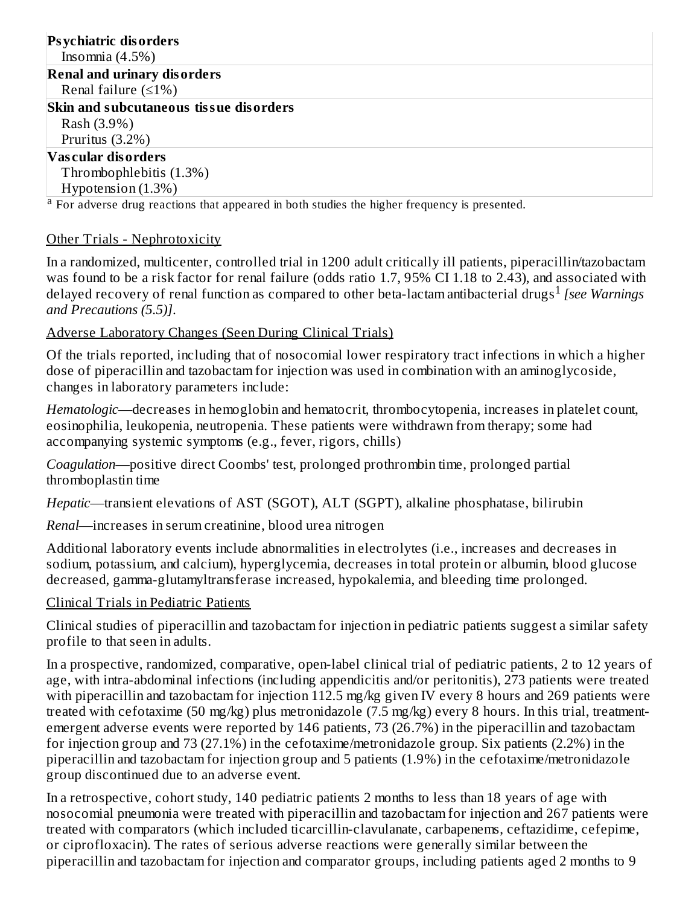| |
|---|
| **Psychiatric disorders** |
| Insomnia (4.5%) |
| **Renal and urinary disorders** |
| Renal failure (≤1%) |
| **Skin and subcutaneous tissue disorders** |
| Rash (3.9%) |
| Pruritus (3.2%) |
| **Vascular disorders** |
| Thrombophlebitis (1.3%) |
| Hypotension (1.3%) |

[a] For adverse drug reactions that appeared in both studies the higher frequency is presented.

Other Trials - Nephrotoxicity

In a randomized, multicenter, controlled trial in 1200 adult critically ill patients, piperacillin/tazobactam was found to be a risk factor for renal failure (odds ratio 1.7, 95% CI 1.18 to 2.43), and associated with delayed recovery of renal function as compared to other beta-lactam antibacterial drugs[1] *[see Warnings and Precautions (5.5)]*.

Adverse Laboratory Changes (Seen During Clinical Trials)

Of the trials reported, including that of nosocomial lower respiratory tract infections in which a higher dose of piperacillin and tazobactam for injection was used in combination with an aminoglycoside, changes in laboratory parameters include:

*Hematologic*—decreases in hemoglobin and hematocrit, thrombocytopenia, increases in platelet count, eosinophilia, leukopenia, neutropenia. These patients were withdrawn from therapy; some had accompanying systemic symptoms (e.g., fever, rigors, chills)

*Coagulation*—positive direct Coombs' test, prolonged prothrombin time, prolonged partial thromboplastin time

*Hepatic*—transient elevations of AST (SGOT), ALT (SGPT), alkaline phosphatase, bilirubin

*Renal*—increases in serum creatinine, blood urea nitrogen

Additional laboratory events include abnormalities in electrolytes (i.e., increases and decreases in sodium, potassium, and calcium), hyperglycemia, decreases in total protein or albumin, blood glucose decreased, gamma-glutamyltransferase increased, hypokalemia, and bleeding time prolonged.

Clinical Trials in Pediatric Patients

Clinical studies of piperacillin and tazobactam for injection in pediatric patients suggest a similar safety profile to that seen in adults.

In a prospective, randomized, comparative, open-label clinical trial of pediatric patients, 2 to 12 years of age, with intra-abdominal infections (including appendicitis and/or peritonitis), 273 patients were treated with piperacillin and tazobactam for injection 112.5 mg/kg given IV every 8 hours and 269 patients were treated with cefotaxime (50 mg/kg) plus metronidazole (7.5 mg/kg) every 8 hours. In this trial, treatment-emergent adverse events were reported by 146 patients, 73 (26.7%) in the piperacillin and tazobactam for injection group and 73 (27.1%) in the cefotaxime/metronidazole group. Six patients (2.2%) in the piperacillin and tazobactam for injection group and 5 patients (1.9%) in the cefotaxime/metronidazole group discontinued due to an adverse event.

In a retrospective, cohort study, 140 pediatric patients 2 months to less than 18 years of age with nosocomial pneumonia were treated with piperacillin and tazobactam for injection and 267 patients were treated with comparators (which included ticarcillin-clavulanate, carbapenems, ceftazidime, cefepime, or ciprofloxacin). The rates of serious adverse reactions were generally similar between the piperacillin and tazobactam for injection and comparator groups, including patients aged 2 months to 9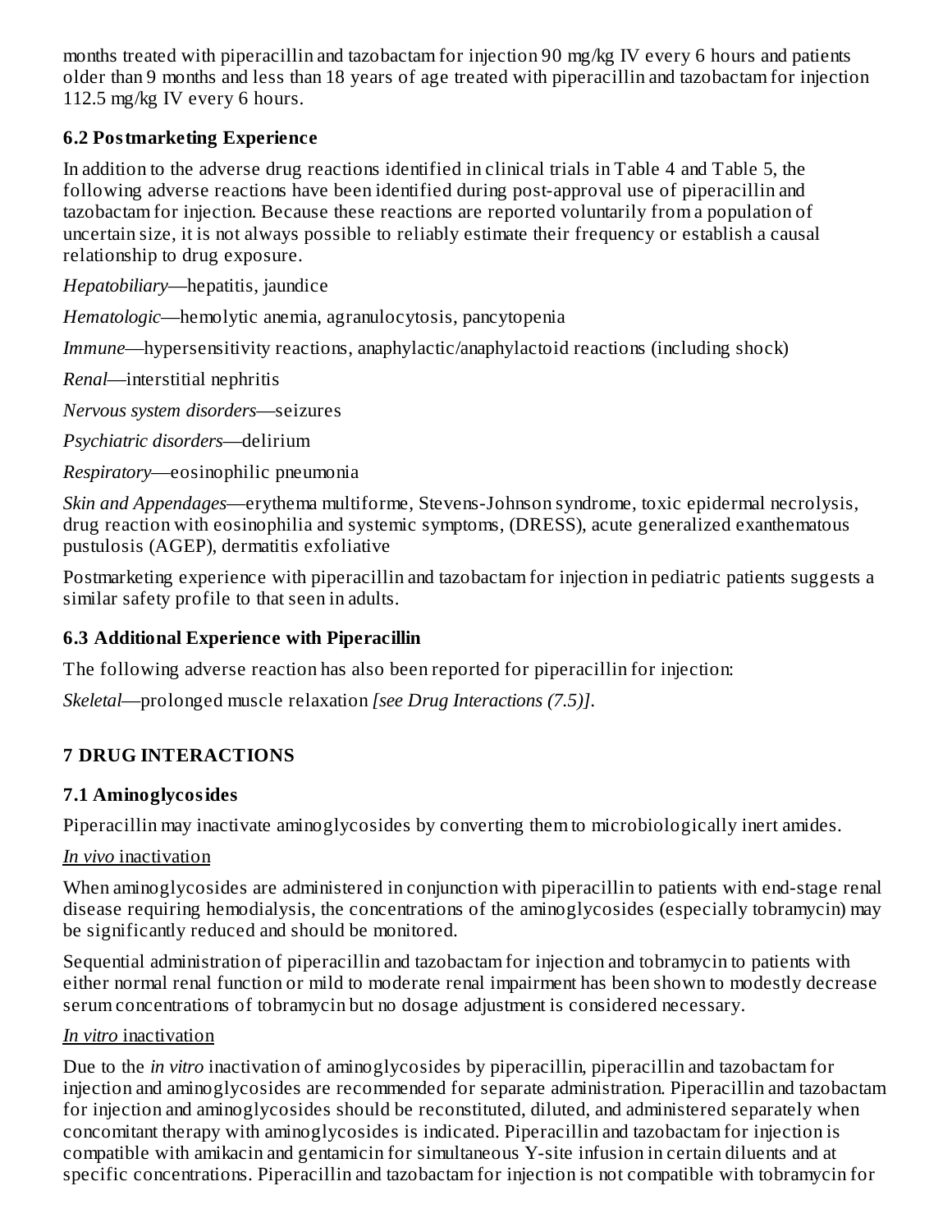months treated with piperacillin and tazobactam for injection 90 mg/kg IV every 6 hours and patients older than 9 months and less than 18 years of age treated with piperacillin and tazobactam for injection 112.5 mg/kg IV every 6 hours.

### 6.2 Postmarketing Experience

In addition to the adverse drug reactions identified in clinical trials in Table 4 and Table 5, the following adverse reactions have been identified during post-approval use of piperacillin and tazobactam for injection. Because these reactions are reported voluntarily from a population of uncertain size, it is not always possible to reliably estimate their frequency or establish a causal relationship to drug exposure.

*Hepatobiliary*—hepatitis, jaundice

*Hematologic*—hemolytic anemia, agranulocytosis, pancytopenia

*Immune*—hypersensitivity reactions, anaphylactic/anaphylactoid reactions (including shock)

*Renal*—interstitial nephritis

*Nervous system disorders*—seizures

*Psychiatric disorders*—delirium

*Respiratory*—eosinophilic pneumonia

*Skin and Appendages*—erythema multiforme, Stevens-Johnson syndrome, toxic epidermal necrolysis, drug reaction with eosinophilia and systemic symptoms, (DRESS), acute generalized exanthematous pustulosis (AGEP), dermatitis exfoliative

Postmarketing experience with piperacillin and tazobactam for injection in pediatric patients suggests a similar safety profile to that seen in adults.

### 6.3 Additional Experience with Piperacillin

The following adverse reaction has also been reported for piperacillin for injection:

*Skeletal*—prolonged muscle relaxation *[see Drug Interactions (7.5)]*.

## 7 DRUG INTERACTIONS

### 7.1 Aminoglycosides

Piperacillin may inactivate aminoglycosides by converting them to microbiologically inert amides.

*In vivo* inactivation

When aminoglycosides are administered in conjunction with piperacillin to patients with end-stage renal disease requiring hemodialysis, the concentrations of the aminoglycosides (especially tobramycin) may be significantly reduced and should be monitored.

Sequential administration of piperacillin and tazobactam for injection and tobramycin to patients with either normal renal function or mild to moderate renal impairment has been shown to modestly decrease serum concentrations of tobramycin but no dosage adjustment is considered necessary.

*In vitro* inactivation

Due to the *in vitro* inactivation of aminoglycosides by piperacillin, piperacillin and tazobactam for injection and aminoglycosides are recommended for separate administration. Piperacillin and tazobactam for injection and aminoglycosides should be reconstituted, diluted, and administered separately when concomitant therapy with aminoglycosides is indicated. Piperacillin and tazobactam for injection is compatible with amikacin and gentamicin for simultaneous Y-site infusion in certain diluents and at specific concentrations. Piperacillin and tazobactam for injection is not compatible with tobramycin for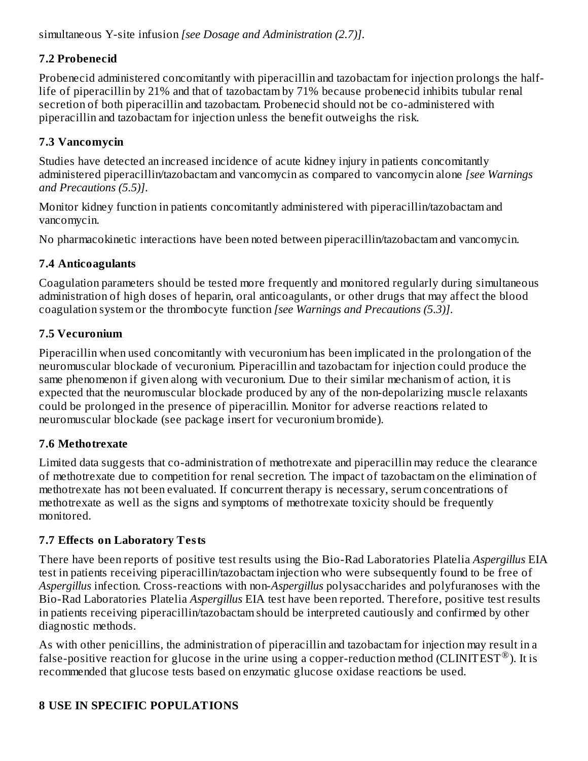simultaneous Y-site infusion *[see Dosage and Administration (2.7)]*.

### 7.2 Probenecid

Probenecid administered concomitantly with piperacillin and tazobactam for injection prolongs the half-life of piperacillin by 21% and that of tazobactam by 71% because probenecid inhibits tubular renal secretion of both piperacillin and tazobactam. Probenecid should not be co-administered with piperacillin and tazobactam for injection unless the benefit outweighs the risk.

### 7.3 Vancomycin

Studies have detected an increased incidence of acute kidney injury in patients concomitantly administered piperacillin/tazobactam and vancomycin as compared to vancomycin alone *[see Warnings and Precautions (5.5)]*.

Monitor kidney function in patients concomitantly administered with piperacillin/tazobactam and vancomycin.

No pharmacokinetic interactions have been noted between piperacillin/tazobactam and vancomycin.

### 7.4 Anticoagulants

Coagulation parameters should be tested more frequently and monitored regularly during simultaneous administration of high doses of heparin, oral anticoagulants, or other drugs that may affect the blood coagulation system or the thrombocyte function *[see Warnings and Precautions (5.3)]*.

### 7.5 Vecuronium

Piperacillin when used concomitantly with vecuronium has been implicated in the prolongation of the neuromuscular blockade of vecuronium. Piperacillin and tazobactam for injection could produce the same phenomenon if given along with vecuronium. Due to their similar mechanism of action, it is expected that the neuromuscular blockade produced by any of the non-depolarizing muscle relaxants could be prolonged in the presence of piperacillin. Monitor for adverse reactions related to neuromuscular blockade (see package insert for vecuronium bromide).

### 7.6 Methotrexate

Limited data suggests that co-administration of methotrexate and piperacillin may reduce the clearance of methotrexate due to competition for renal secretion. The impact of tazobactam on the elimination of methotrexate has not been evaluated. If concurrent therapy is necessary, serum concentrations of methotrexate as well as the signs and symptoms of methotrexate toxicity should be frequently monitored.

### 7.7 Effects on Laboratory Tests

There have been reports of positive test results using the Bio-Rad Laboratories Platelia *Aspergillus* EIA test in patients receiving piperacillin/tazobactam injection who were subsequently found to be free of *Aspergillus* infection. Cross-reactions with non-*Aspergillus* polysaccharides and polyfuranoses with the Bio-Rad Laboratories Platelia *Aspergillus* EIA test have been reported. Therefore, positive test results in patients receiving piperacillin/tazobactam should be interpreted cautiously and confirmed by other diagnostic methods.

As with other penicillins, the administration of piperacillin and tazobactam for injection may result in a false-positive reaction for glucose in the urine using a copper-reduction method (CLINITEST®). It is recommended that glucose tests based on enzymatic glucose oxidase reactions be used.

## 8 USE IN SPECIFIC POPULATIONS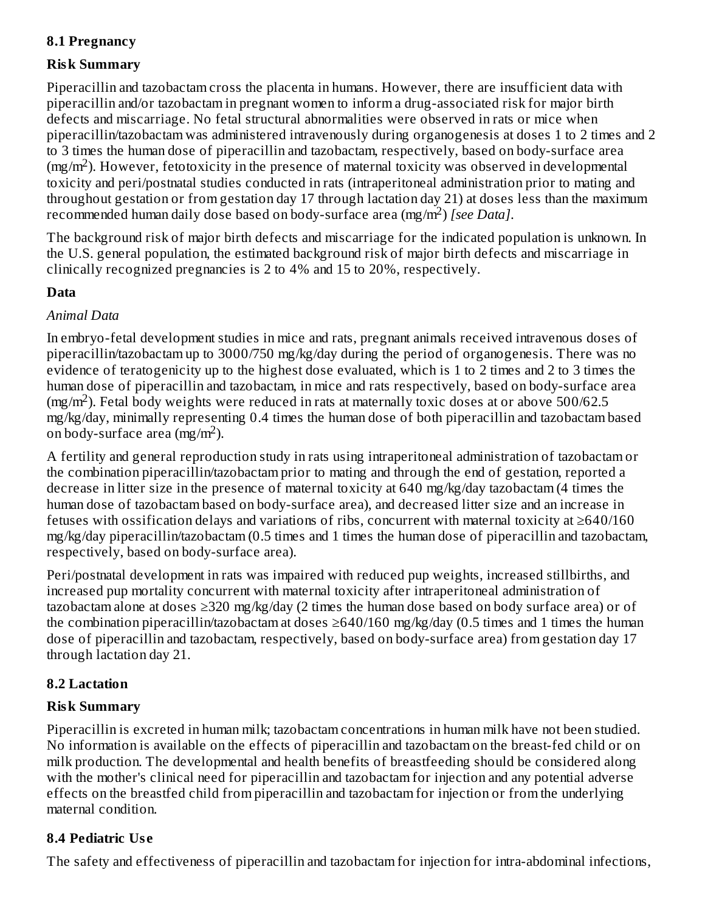## 8.1 Pregnancy

### Risk Summary

Piperacillin and tazobactam cross the placenta in humans. However, there are insufficient data with piperacillin and/or tazobactam in pregnant women to inform a drug-associated risk for major birth defects and miscarriage. No fetal structural abnormalities were observed in rats or mice when piperacillin/tazobactam was administered intravenously during organogenesis at doses 1 to 2 times and 2 to 3 times the human dose of piperacillin and tazobactam, respectively, based on body-surface area ($mg/m^2$). However, fetotoxicity in the presence of maternal toxicity was observed in developmental toxicity and peri/postnatal studies conducted in rats (intraperitoneal administration prior to mating and throughout gestation or from gestation day 17 through lactation day 21) at doses less than the maximum recommended human daily dose based on body-surface area ($mg/m^2$) *[see Data]*.

The background risk of major birth defects and miscarriage for the indicated population is unknown. In the U.S. general population, the estimated background risk of major birth defects and miscarriage in clinically recognized pregnancies is 2 to 4% and 15 to 20%, respectively.

### Data

*Animal Data*

In embryo-fetal development studies in mice and rats, pregnant animals received intravenous doses of piperacillin/tazobactam up to 3000/750 mg/kg/day during the period of organogenesis. There was no evidence of teratogenicity up to the highest dose evaluated, which is 1 to 2 times and 2 to 3 times the human dose of piperacillin and tazobactam, in mice and rats respectively, based on body-surface area ($mg/m^2$). Fetal body weights were reduced in rats at maternally toxic doses at or above 500/62.5 mg/kg/day, minimally representing 0.4 times the human dose of both piperacillin and tazobactam based on body-surface area ($mg/m^2$).

A fertility and general reproduction study in rats using intraperitoneal administration of tazobactam or the combination piperacillin/tazobactam prior to mating and through the end of gestation, reported a decrease in litter size in the presence of maternal toxicity at 640 mg/kg/day tazobactam (4 times the human dose of tazobactam based on body-surface area), and decreased litter size and an increase in fetuses with ossification delays and variations of ribs, concurrent with maternal toxicity at ≥640/160 mg/kg/day piperacillin/tazobactam (0.5 times and 1 times the human dose of piperacillin and tazobactam, respectively, based on body-surface area).

Peri/postnatal development in rats was impaired with reduced pup weights, increased stillbirths, and increased pup mortality concurrent with maternal toxicity after intraperitoneal administration of tazobactam alone at doses ≥320 mg/kg/day (2 times the human dose based on body surface area) or of the combination piperacillin/tazobactam at doses ≥640/160 mg/kg/day (0.5 times and 1 times the human dose of piperacillin and tazobactam, respectively, based on body-surface area) from gestation day 17 through lactation day 21.

## 8.2 Lactation

### Risk Summary

Piperacillin is excreted in human milk; tazobactam concentrations in human milk have not been studied. No information is available on the effects of piperacillin and tazobactam on the breast-fed child or on milk production. The developmental and health benefits of breastfeeding should be considered along with the mother's clinical need for piperacillin and tazobactam for injection and any potential adverse effects on the breastfed child from piperacillin and tazobactam for injection or from the underlying maternal condition.

## 8.4 Pediatric Use

The safety and effectiveness of piperacillin and tazobactam for injection for intra-abdominal infections,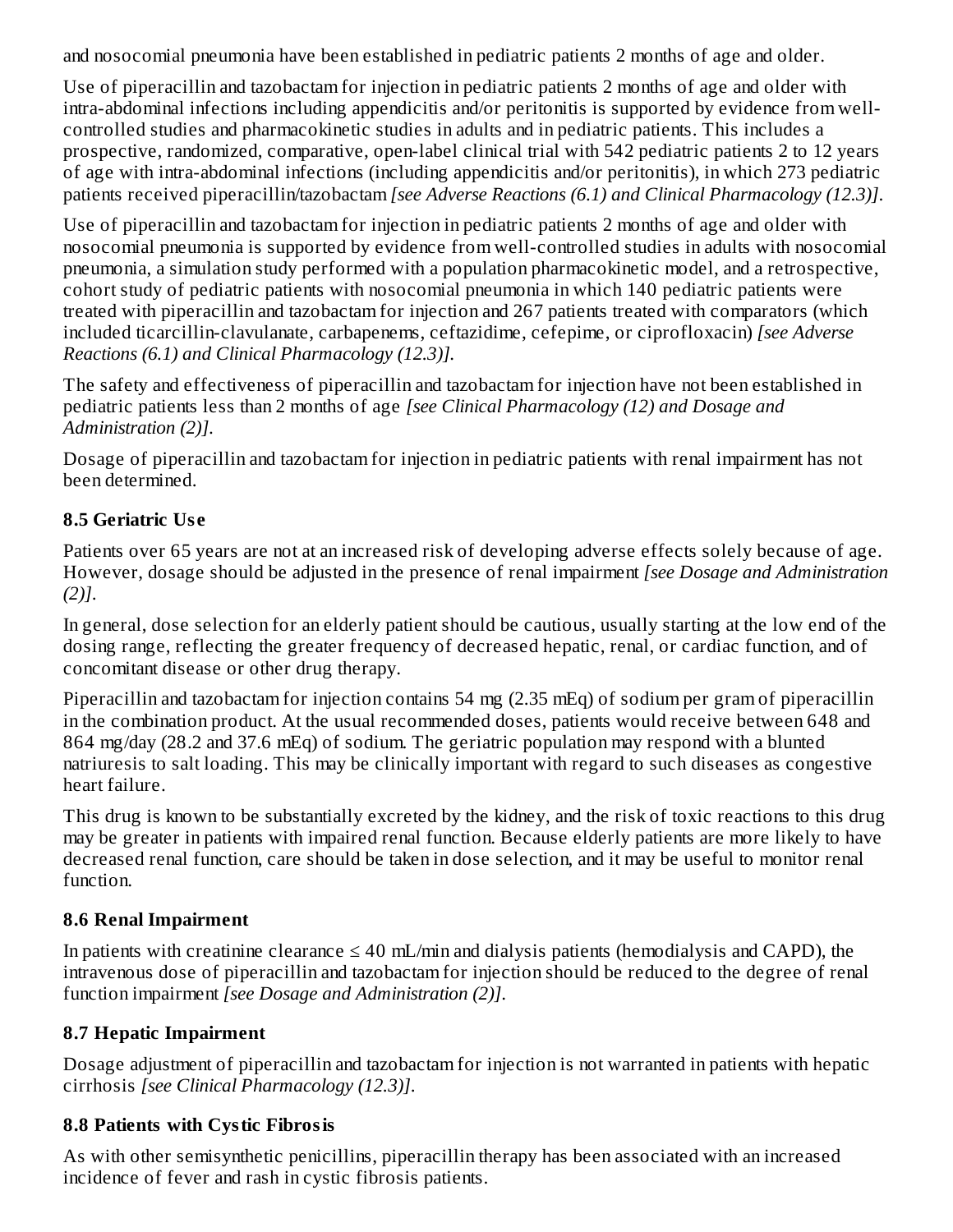and nosocomial pneumonia have been established in pediatric patients 2 months of age and older.

Use of piperacillin and tazobactam for injection in pediatric patients 2 months of age and older with intra-abdominal infections including appendicitis and/or peritonitis is supported by evidence from well-controlled studies and pharmacokinetic studies in adults and in pediatric patients. This includes a prospective, randomized, comparative, open-label clinical trial with 542 pediatric patients 2 to 12 years of age with intra-abdominal infections (including appendicitis and/or peritonitis), in which 273 pediatric patients received piperacillin/tazobactam *[see Adverse Reactions (6.1) and Clinical Pharmacology (12.3)]*.

Use of piperacillin and tazobactam for injection in pediatric patients 2 months of age and older with nosocomial pneumonia is supported by evidence from well-controlled studies in adults with nosocomial pneumonia, a simulation study performed with a population pharmacokinetic model, and a retrospective, cohort study of pediatric patients with nosocomial pneumonia in which 140 pediatric patients were treated with piperacillin and tazobactam for injection and 267 patients treated with comparators (which included ticarcillin-clavulanate, carbapenems, ceftazidime, cefepime, or ciprofloxacin) *[see Adverse Reactions (6.1) and Clinical Pharmacology (12.3)]*.

The safety and effectiveness of piperacillin and tazobactam for injection have not been established in pediatric patients less than 2 months of age *[see Clinical Pharmacology (12) and Dosage and Administration (2)]*.

Dosage of piperacillin and tazobactam for injection in pediatric patients with renal impairment has not been determined.

### 8.5 Geriatric Use

Patients over 65 years are not at an increased risk of developing adverse effects solely because of age. However, dosage should be adjusted in the presence of renal impairment *[see Dosage and Administration (2)]*.

In general, dose selection for an elderly patient should be cautious, usually starting at the low end of the dosing range, reflecting the greater frequency of decreased hepatic, renal, or cardiac function, and of concomitant disease or other drug therapy.

Piperacillin and tazobactam for injection contains 54 mg (2.35 mEq) of sodium per gram of piperacillin in the combination product. At the usual recommended doses, patients would receive between 648 and 864 mg/day (28.2 and 37.6 mEq) of sodium. The geriatric population may respond with a blunted natriuresis to salt loading. This may be clinically important with regard to such diseases as congestive heart failure.

This drug is known to be substantially excreted by the kidney, and the risk of toxic reactions to this drug may be greater in patients with impaired renal function. Because elderly patients are more likely to have decreased renal function, care should be taken in dose selection, and it may be useful to monitor renal function.

### 8.6 Renal Impairment

In patients with creatinine clearance ≤ 40 mL/min and dialysis patients (hemodialysis and CAPD), the intravenous dose of piperacillin and tazobactam for injection should be reduced to the degree of renal function impairment *[see Dosage and Administration (2)]*.

### 8.7 Hepatic Impairment

Dosage adjustment of piperacillin and tazobactam for injection is not warranted in patients with hepatic cirrhosis *[see Clinical Pharmacology (12.3)]*.

### 8.8 Patients with Cystic Fibrosis

As with other semisynthetic penicillins, piperacillin therapy has been associated with an increased incidence of fever and rash in cystic fibrosis patients.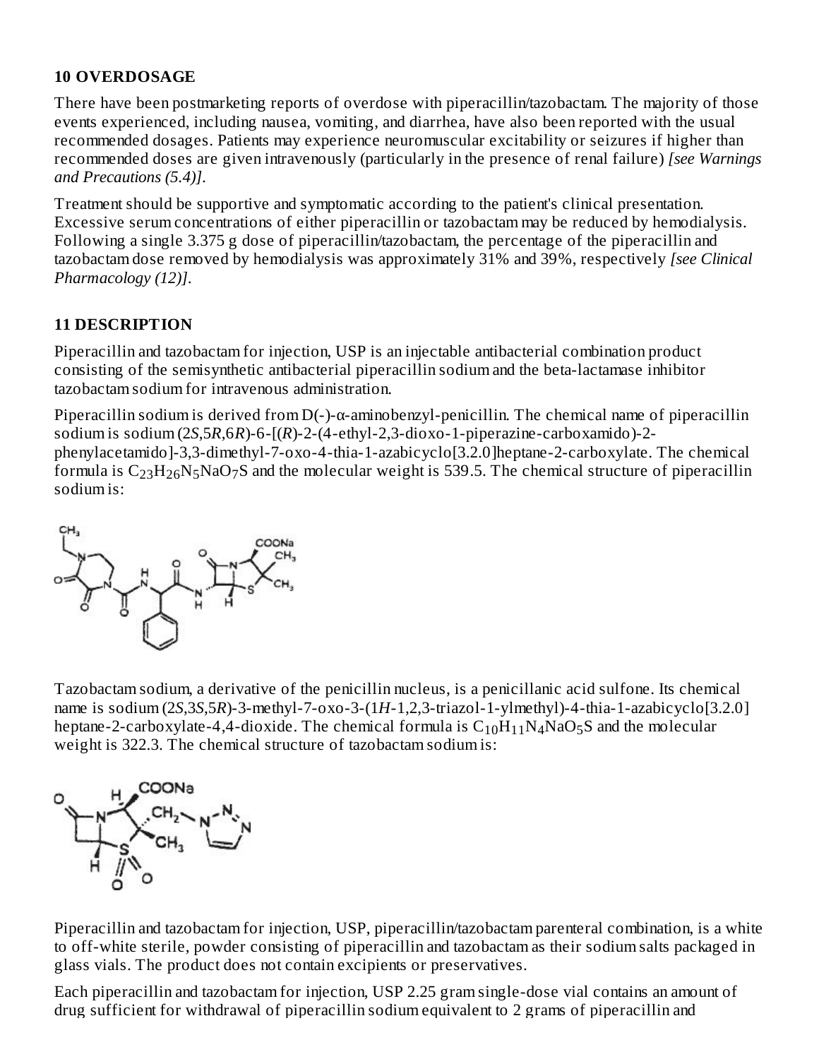## 10 OVERDOSAGE

There have been postmarketing reports of overdose with piperacillin/tazobactam. The majority of those events experienced, including nausea, vomiting, and diarrhea, have also been reported with the usual recommended dosages. Patients may experience neuromuscular excitability or seizures if higher than recommended doses are given intravenously (particularly in the presence of renal failure) *[see Warnings and Precautions (5.4)]*.

Treatment should be supportive and symptomatic according to the patient's clinical presentation. Excessive serum concentrations of either piperacillin or tazobactam may be reduced by hemodialysis. Following a single 3.375 g dose of piperacillin/tazobactam, the percentage of the piperacillin and tazobactam dose removed by hemodialysis was approximately 31% and 39%, respectively *[see Clinical Pharmacology (12)]*.

## 11 DESCRIPTION

Piperacillin and tazobactam for injection, USP is an injectable antibacterial combination product consisting of the semisynthetic antibacterial piperacillin sodium and the beta-lactamase inhibitor tazobactam sodium for intravenous administration.

Piperacillin sodium is derived from D(-)-α-aminobenzyl-penicillin. The chemical name of piperacillin sodium is sodium (2*S*,5*R*,6*R*)-6-[(*R*)-2-(4-ethyl-2,3-dioxo-1-piperazine-carboxamido)-2-phenylacetamido]-3,3-dimethyl-7-oxo-4-thia-1-azabicyclo[3.2.0]heptane-2-carboxylate. The chemical formula is $C_{23}H_{26}N_5NaO_7S$ and the molecular weight is 539.5. The chemical structure of piperacillin sodium is:

Tazobactam sodium, a derivative of the penicillin nucleus, is a penicillanic acid sulfone. Its chemical name is sodium (2*S*,3*S*,5*R*)-3-methyl-7-oxo-3-(1*H*-1,2,3-triazol-1-ylmethyl)-4-thia-1-azabicyclo[3.2.0] heptane-2-carboxylate-4,4-dioxide. The chemical formula is $C_{10}H_{11}N_4NaO_5S$ and the molecular weight is 322.3. The chemical structure of tazobactam sodium is:

Piperacillin and tazobactam for injection, USP, piperacillin/tazobactam parenteral combination, is a white to off-white sterile, powder consisting of piperacillin and tazobactam as their sodium salts packaged in glass vials. The product does not contain excipients or preservatives.

Each piperacillin and tazobactam for injection, USP 2.25 gram single-dose vial contains an amount of drug sufficient for withdrawal of piperacillin sodium equivalent to 2 grams of piperacillin and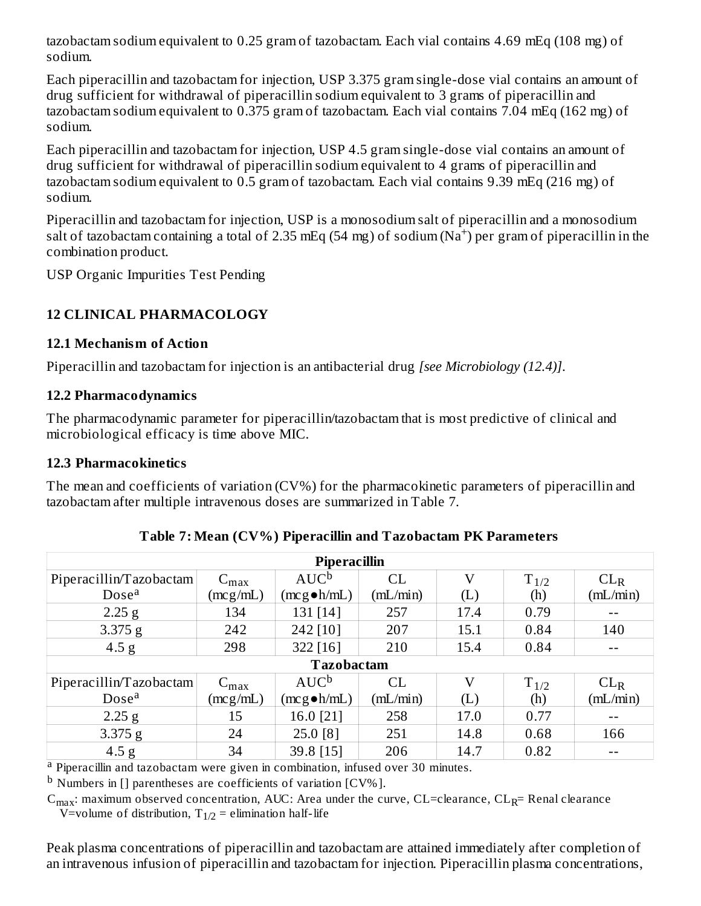tazobactam sodium equivalent to 0.25 gram of tazobactam. Each vial contains 4.69 mEq (108 mg) of sodium.

Each piperacillin and tazobactam for injection, USP 3.375 gram single-dose vial contains an amount of drug sufficient for withdrawal of piperacillin sodium equivalent to 3 grams of piperacillin and tazobactam sodium equivalent to 0.375 gram of tazobactam. Each vial contains 7.04 mEq (162 mg) of sodium.

Each piperacillin and tazobactam for injection, USP 4.5 gram single-dose vial contains an amount of drug sufficient for withdrawal of piperacillin sodium equivalent to 4 grams of piperacillin and tazobactam sodium equivalent to 0.5 gram of tazobactam. Each vial contains 9.39 mEq (216 mg) of sodium.

Piperacillin and tazobactam for injection, USP is a monosodium salt of piperacillin and a monosodium salt of tazobactam containing a total of 2.35 mEq (54 mg) of sodium ($Na^+$) per gram of piperacillin in the combination product.

USP Organic Impurities Test Pending

## 12 CLINICAL PHARMACOLOGY

### 12.1 Mechanism of Action

Piperacillin and tazobactam for injection is an antibacterial drug *[see Microbiology (12.4)]*.

### 12.2 Pharmacodynamics

The pharmacodynamic parameter for piperacillin/tazobactam that is most predictive of clinical and microbiological efficacy is time above MIC.

### 12.3 Pharmacokinetics

The mean and coefficients of variation (CV%) for the pharmacokinetic parameters of piperacillin and tazobactam after multiple intravenous doses are summarized in Table 7.

**Table 7: Mean (CV%) Piperacillin and Tazobactam PK Parameters**

| **Piperacillin** | | | | | | |
|---|---|---|---|---|---|---|
| Piperacillin/Tazobactam Dose[a] | $C_{max}$ (mcg/mL) | AUC[b] (mcg●h/mL) | CL (mL/min) | V (L) | $T_{1/2}$ (h) | $CL_R$ (mL/min) |
| 2.25 g | 134 | 131 [14] | 257 | 17.4 | 0.79 | -- |
| 3.375 g | 242 | 242 [10] | 207 | 15.1 | 0.84 | 140 |
| 4.5 g | 298 | 322 [16] | 210 | 15.4 | 0.84 | -- |
| **Tazobactam** | | | | | | |
| Piperacillin/Tazobactam Dose[a] | $C_{max}$ (mcg/mL) | AUC[b] (mcg●h/mL) | CL (mL/min) | V (L) | $T_{1/2}$ (h) | $CL_R$ (mL/min) |
| 2.25 g | 15 | 16.0 [21] | 258 | 17.0 | 0.77 | -- |
| 3.375 g | 24 | 25.0 [8] | 251 | 14.8 | 0.68 | 166 |
| 4.5 g | 34 | 39.8 [15] | 206 | 14.7 | 0.82 | -- |

[a] Piperacillin and tazobactam were given in combination, infused over 30 minutes.

[b] Numbers in [] parentheses are coefficients of variation [CV%].

$C_{max}$: maximum observed concentration, AUC: Area under the curve, CL=clearance, $CL_R$= Renal clearance V=volume of distribution, $T_{1/2}$ = elimination half-life

Peak plasma concentrations of piperacillin and tazobactam are attained immediately after completion of an intravenous infusion of piperacillin and tazobactam for injection. Piperacillin plasma concentrations,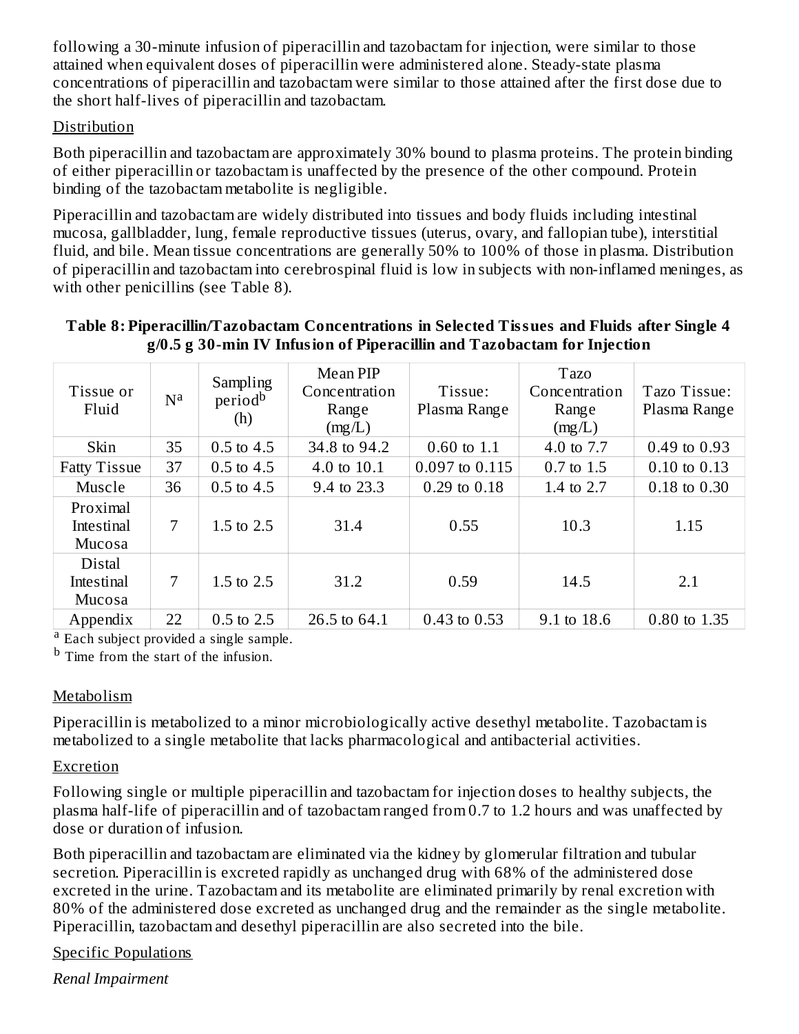following a 30-minute infusion of piperacillin and tazobactam for injection, were similar to those attained when equivalent doses of piperacillin were administered alone. Steady-state plasma concentrations of piperacillin and tazobactam were similar to those attained after the first dose due to the short half-lives of piperacillin and tazobactam.

Distribution

Both piperacillin and tazobactam are approximately 30% bound to plasma proteins. The protein binding of either piperacillin or tazobactam is unaffected by the presence of the other compound. Protein binding of the tazobactam metabolite is negligible.

Piperacillin and tazobactam are widely distributed into tissues and body fluids including intestinal mucosa, gallbladder, lung, female reproductive tissues (uterus, ovary, and fallopian tube), interstitial fluid, and bile. Mean tissue concentrations are generally 50% to 100% of those in plasma. Distribution of piperacillin and tazobactam into cerebrospinal fluid is low in subjects with non-inflamed meninges, as with other penicillins (see Table 8).

**Table 8: Piperacillin/Tazobactam Concentrations in Selected Tissues and Fluids after Single 4 g/0.5 g 30-min IV Infusion of Piperacillin and Tazobactam for Injection**

| Tissue or Fluid | N[a] | Sampling period[b] (h) | Mean PIP Concentration Range (mg/L) | Tissue: Plasma Range | Tazo Concentration Range (mg/L) | Tazo Tissue: Plasma Range |
|---|---|---|---|---|---|---|
| Skin | 35 | 0.5 to 4.5 | 34.8 to 94.2 | 0.60 to 1.1 | 4.0 to 7.7 | 0.49 to 0.93 |
| Fatty Tissue | 37 | 0.5 to 4.5 | 4.0 to 10.1 | 0.097 to 0.115 | 0.7 to 1.5 | 0.10 to 0.13 |
| Muscle | 36 | 0.5 to 4.5 | 9.4 to 23.3 | 0.29 to 0.18 | 1.4 to 2.7 | 0.18 to 0.30 |
| Proximal Intestinal Mucosa | 7 | 1.5 to 2.5 | 31.4 | 0.55 | 10.3 | 1.15 |
| Distal Intestinal Mucosa | 7 | 1.5 to 2.5 | 31.2 | 0.59 | 14.5 | 2.1 |
| Appendix | 22 | 0.5 to 2.5 | 26.5 to 64.1 | 0.43 to 0.53 | 9.1 to 18.6 | 0.80 to 1.35 |

[a] Each subject provided a single sample.

[b] Time from the start of the infusion.

Metabolism

Piperacillin is metabolized to a minor microbiologically active desethyl metabolite. Tazobactam is metabolized to a single metabolite that lacks pharmacological and antibacterial activities.

Excretion

Following single or multiple piperacillin and tazobactam for injection doses to healthy subjects, the plasma half-life of piperacillin and of tazobactam ranged from 0.7 to 1.2 hours and was unaffected by dose or duration of infusion.

Both piperacillin and tazobactam are eliminated via the kidney by glomerular filtration and tubular secretion. Piperacillin is excreted rapidly as unchanged drug with 68% of the administered dose excreted in the urine. Tazobactam and its metabolite are eliminated primarily by renal excretion with 80% of the administered dose excreted as unchanged drug and the remainder as the single metabolite. Piperacillin, tazobactam and desethyl piperacillin are also secreted into the bile.

Specific Populations

*Renal Impairment*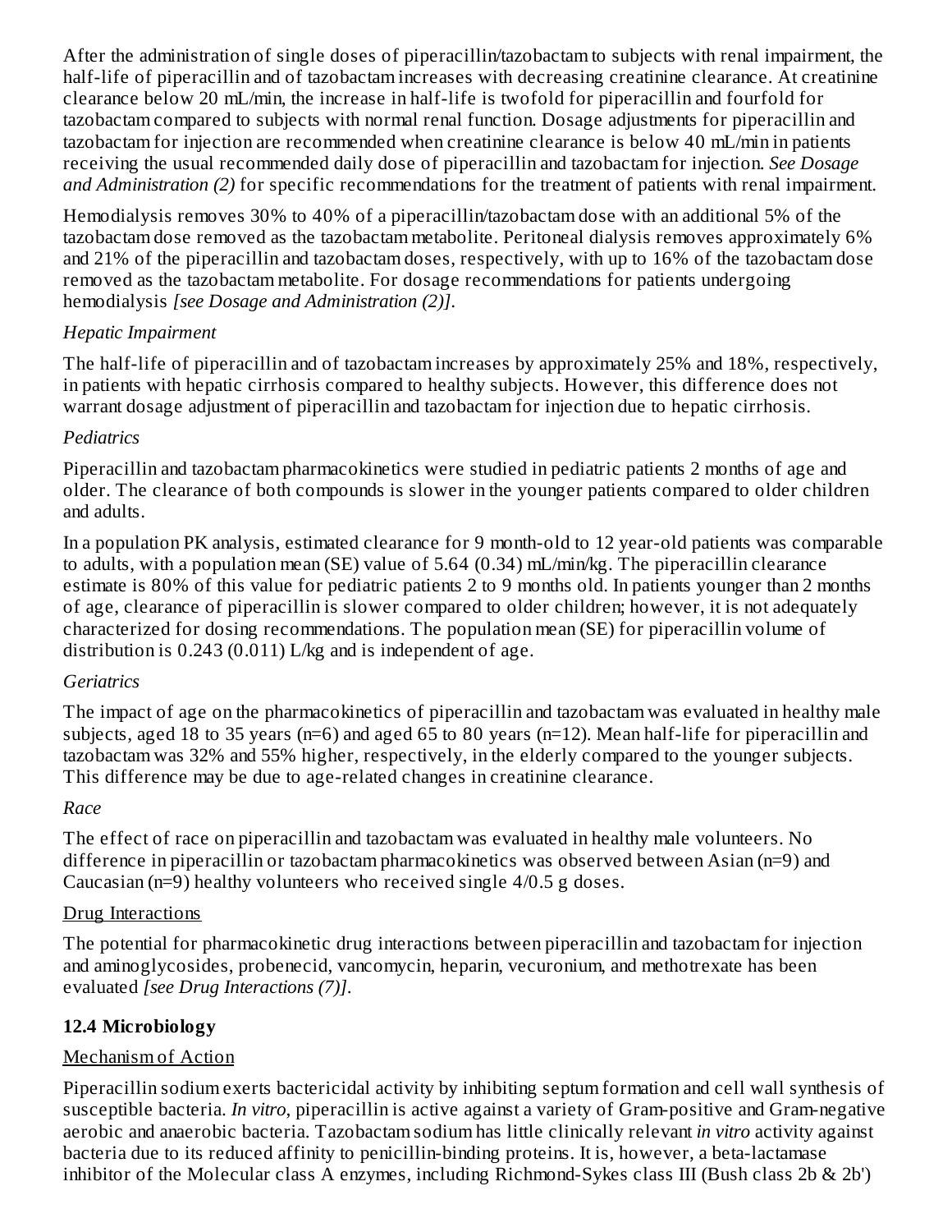After the administration of single doses of piperacillin/tazobactam to subjects with renal impairment, the half-life of piperacillin and of tazobactam increases with decreasing creatinine clearance. At creatinine clearance below 20 mL/min, the increase in half-life is twofold for piperacillin and fourfold for tazobactam compared to subjects with normal renal function. Dosage adjustments for piperacillin and tazobactam for injection are recommended when creatinine clearance is below 40 mL/min in patients receiving the usual recommended daily dose of piperacillin and tazobactam for injection. *See Dosage and Administration (2)* for specific recommendations for the treatment of patients with renal impairment.

Hemodialysis removes 30% to 40% of a piperacillin/tazobactam dose with an additional 5% of the tazobactam dose removed as the tazobactam metabolite. Peritoneal dialysis removes approximately 6% and 21% of the piperacillin and tazobactam doses, respectively, with up to 16% of the tazobactam dose removed as the tazobactam metabolite. For dosage recommendations for patients undergoing hemodialysis *[see Dosage and Administration (2)]*.

*Hepatic Impairment*

The half-life of piperacillin and of tazobactam increases by approximately 25% and 18%, respectively, in patients with hepatic cirrhosis compared to healthy subjects. However, this difference does not warrant dosage adjustment of piperacillin and tazobactam for injection due to hepatic cirrhosis.

*Pediatrics*

Piperacillin and tazobactam pharmacokinetics were studied in pediatric patients 2 months of age and older. The clearance of both compounds is slower in the younger patients compared to older children and adults.

In a population PK analysis, estimated clearance for 9 month-old to 12 year-old patients was comparable to adults, with a population mean (SE) value of 5.64 (0.34) mL/min/kg. The piperacillin clearance estimate is 80% of this value for pediatric patients 2 to 9 months old. In patients younger than 2 months of age, clearance of piperacillin is slower compared to older children; however, it is not adequately characterized for dosing recommendations. The population mean (SE) for piperacillin volume of distribution is 0.243 (0.011) L/kg and is independent of age.

*Geriatrics*

The impact of age on the pharmacokinetics of piperacillin and tazobactam was evaluated in healthy male subjects, aged 18 to 35 years (n=6) and aged 65 to 80 years (n=12). Mean half-life for piperacillin and tazobactam was 32% and 55% higher, respectively, in the elderly compared to the younger subjects. This difference may be due to age-related changes in creatinine clearance.

*Race*

The effect of race on piperacillin and tazobactam was evaluated in healthy male volunteers. No difference in piperacillin or tazobactam pharmacokinetics was observed between Asian (n=9) and Caucasian (n=9) healthy volunteers who received single 4/0.5 g doses.

Drug Interactions

The potential for pharmacokinetic drug interactions between piperacillin and tazobactam for injection and aminoglycosides, probenecid, vancomycin, heparin, vecuronium, and methotrexate has been evaluated *[see Drug Interactions (7)]*.

### 12.4 Microbiology

Mechanism of Action

Piperacillin sodium exerts bactericidal activity by inhibiting septum formation and cell wall synthesis of susceptible bacteria. *In vitro*, piperacillin is active against a variety of Gram-positive and Gram-negative aerobic and anaerobic bacteria. Tazobactam sodium has little clinically relevant *in vitro* activity against bacteria due to its reduced affinity to penicillin-binding proteins. It is, however, a beta-lactamase inhibitor of the Molecular class A enzymes, including Richmond-Sykes class III (Bush class 2b & 2b')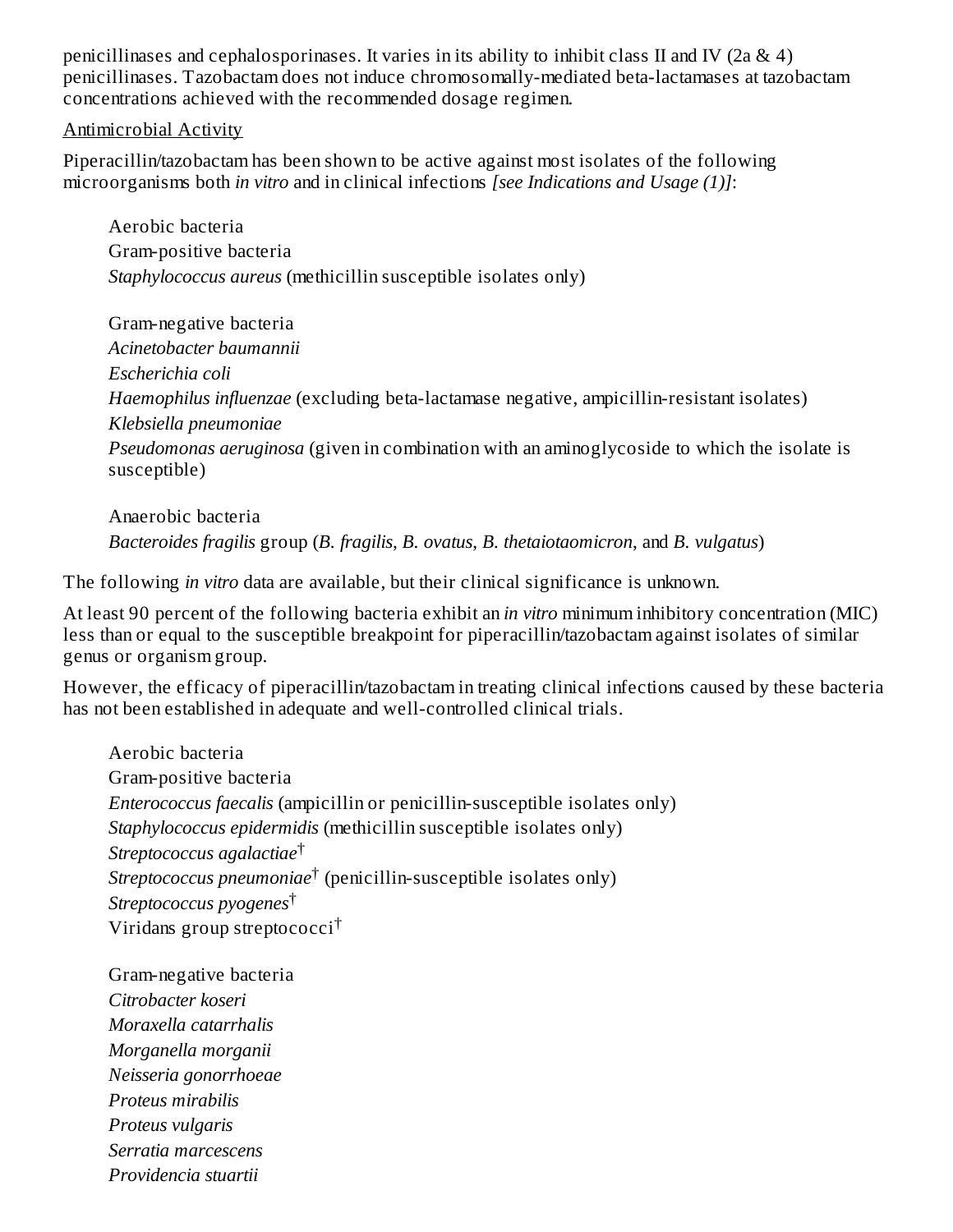penicillinases and cephalosporinases. It varies in its ability to inhibit class II and IV (2a & 4) penicillinases. Tazobactam does not induce chromosomally-mediated beta-lactamases at tazobactam concentrations achieved with the recommended dosage regimen.

Antimicrobial Activity

Piperacillin/tazobactam has been shown to be active against most isolates of the following microorganisms both *in vitro* and in clinical infections *[see Indications and Usage (1)]*:

Aerobic bacteria
Gram-positive bacteria
*Staphylococcus aureus* (methicillin susceptible isolates only)

Gram-negative bacteria
*Acinetobacter baumannii*
*Escherichia coli*
*Haemophilus influenzae* (excluding beta-lactamase negative, ampicillin-resistant isolates)
*Klebsiella pneumoniae*
*Pseudomonas aeruginosa* (given in combination with an aminoglycoside to which the isolate is susceptible)

Anaerobic bacteria
*Bacteroides fragilis* group (*B. fragilis*, *B. ovatus*, *B. thetaiotaomicron*, and *B. vulgatus*)

The following *in vitro* data are available, but their clinical significance is unknown.

At least 90 percent of the following bacteria exhibit an *in vitro* minimum inhibitory concentration (MIC) less than or equal to the susceptible breakpoint for piperacillin/tazobactam against isolates of similar genus or organism group.

However, the efficacy of piperacillin/tazobactam in treating clinical infections caused by these bacteria has not been established in adequate and well-controlled clinical trials.

Aerobic bacteria
Gram-positive bacteria
*Enterococcus faecalis* (ampicillin or penicillin-susceptible isolates only)
*Staphylococcus epidermidis* (methicillin susceptible isolates only)
*Streptococcus agalactiae*†
*Streptococcus pneumoniae*† (penicillin-susceptible isolates only)
*Streptococcus pyogenes*†
Viridans group streptococci†

Gram-negative bacteria
*Citrobacter koseri*
*Moraxella catarrhalis*
*Morganella morganii*
*Neisseria gonorrhoeae*
*Proteus mirabilis*
*Proteus vulgaris*
*Serratia marcescens*
*Providencia stuartii*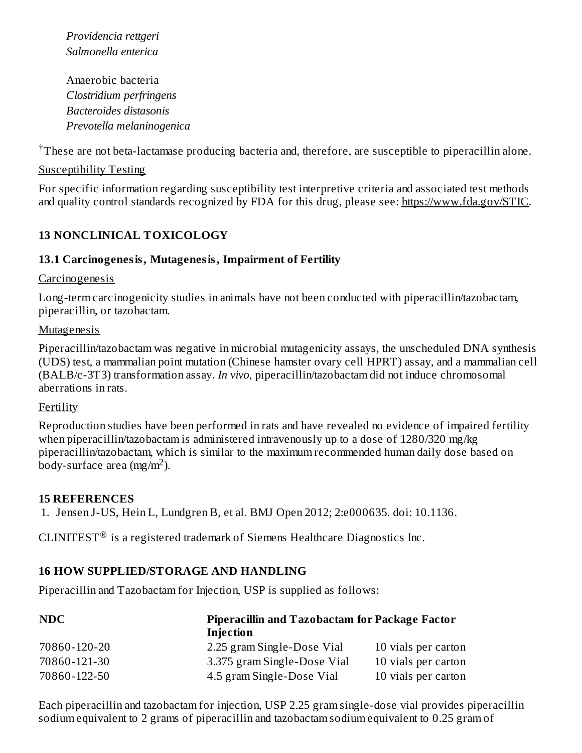*Providencia rettgeri*
*Salmonella enterica*

Anaerobic bacteria
*Clostridium perfringens*
*Bacteroides distasonis*
*Prevotella melaninogenica*

[†]These are not beta-lactamase producing bacteria and, therefore, are susceptible to piperacillin alone.

Susceptibility Testing

For specific information regarding susceptibility test interpretive criteria and associated test methods and quality control standards recognized by FDA for this drug, please see: https://www.fda.gov/STIC.

## 13 NONCLINICAL TOXICOLOGY

### 13.1 Carcinogenesis, Mutagenesis, Impairment of Fertility

Carcinogenesis

Long-term carcinogenicity studies in animals have not been conducted with piperacillin/tazobactam, piperacillin, or tazobactam.

Mutagenesis

Piperacillin/tazobactam was negative in microbial mutagenicity assays, the unscheduled DNA synthesis (UDS) test, a mammalian point mutation (Chinese hamster ovary cell HPRT) assay, and a mammalian cell (BALB/c-3T3) transformation assay. *In vivo*, piperacillin/tazobactam did not induce chromosomal aberrations in rats.

Fertility

Reproduction studies have been performed in rats and have revealed no evidence of impaired fertility when piperacillin/tazobactam is administered intravenously up to a dose of 1280/320 mg/kg piperacillin/tazobactam, which is similar to the maximum recommended human daily dose based on body-surface area ($mg/m^2$).

## 15 REFERENCES

1. Jensen J-US, Hein L, Lundgren B, et al. BMJ Open 2012; 2:e000635. doi: 10.1136.

CLINITEST® is a registered trademark of Siemens Healthcare Diagnostics Inc.

## 16 HOW SUPPLIED/STORAGE AND HANDLING

Piperacillin and Tazobactam for Injection, USP is supplied as follows:

| NDC | Piperacillin and Tazobactam for Injection | Package Factor |
|---|---|---|
| 70860-120-20 | 2.25 gram Single-Dose Vial | 10 vials per carton |
| 70860-121-30 | 3.375 gram Single-Dose Vial | 10 vials per carton |
| 70860-122-50 | 4.5 gram Single-Dose Vial | 10 vials per carton |

Each piperacillin and tazobactam for injection, USP 2.25 gram single-dose vial provides piperacillin sodium equivalent to 2 grams of piperacillin and tazobactam sodium equivalent to 0.25 gram of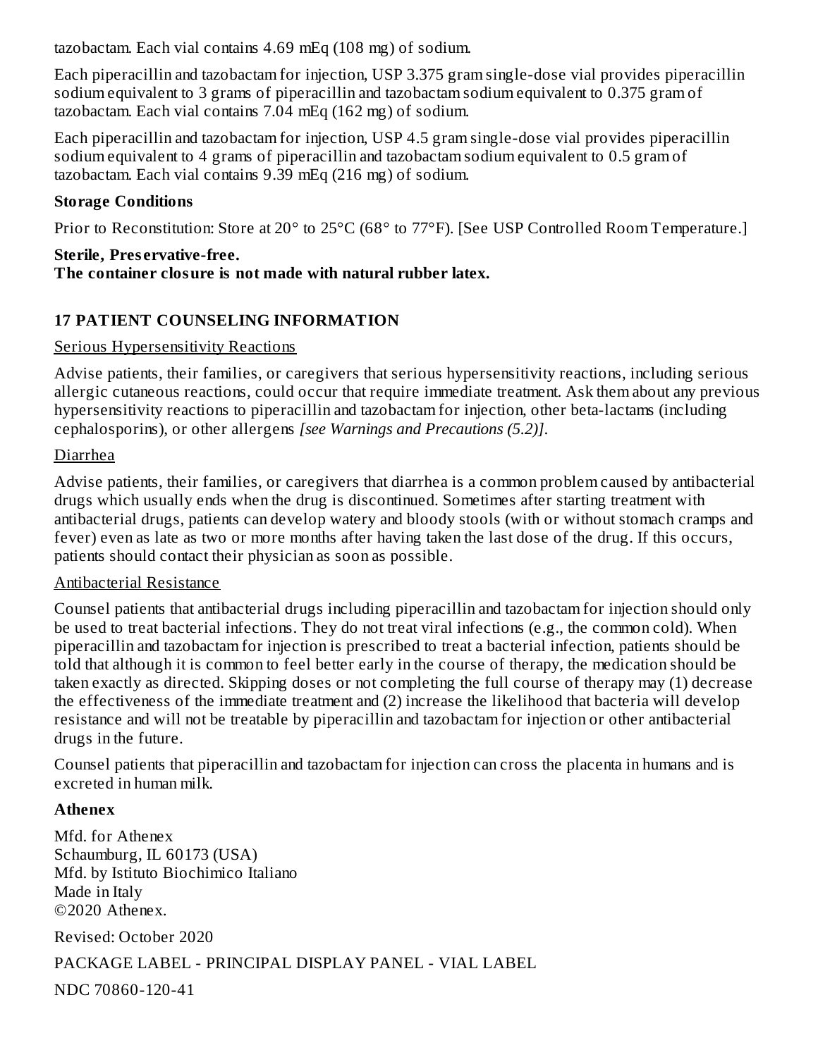tazobactam. Each vial contains 4.69 mEq (108 mg) of sodium.

Each piperacillin and tazobactam for injection, USP 3.375 gram single-dose vial provides piperacillin sodium equivalent to 3 grams of piperacillin and tazobactam sodium equivalent to 0.375 gram of tazobactam. Each vial contains 7.04 mEq (162 mg) of sodium.

Each piperacillin and tazobactam for injection, USP 4.5 gram single-dose vial provides piperacillin sodium equivalent to 4 grams of piperacillin and tazobactam sodium equivalent to 0.5 gram of tazobactam. Each vial contains 9.39 mEq (216 mg) of sodium.

**Storage Conditions**

Prior to Reconstitution: Store at 20° to 25°C (68° to 77°F). [See USP Controlled Room Temperature.]

**Sterile, Preservative-free.**
**The container closure is not made with natural rubber latex.**

## 17 PATIENT COUNSELING INFORMATION

Serious Hypersensitivity Reactions

Advise patients, their families, or caregivers that serious hypersensitivity reactions, including serious allergic cutaneous reactions, could occur that require immediate treatment. Ask them about any previous hypersensitivity reactions to piperacillin and tazobactam for injection, other beta-lactams (including cephalosporins), or other allergens *[see Warnings and Precautions (5.2)]*.

Diarrhea

Advise patients, their families, or caregivers that diarrhea is a common problem caused by antibacterial drugs which usually ends when the drug is discontinued. Sometimes after starting treatment with antibacterial drugs, patients can develop watery and bloody stools (with or without stomach cramps and fever) even as late as two or more months after having taken the last dose of the drug. If this occurs, patients should contact their physician as soon as possible.

Antibacterial Resistance

Counsel patients that antibacterial drugs including piperacillin and tazobactam for injection should only be used to treat bacterial infections. They do not treat viral infections (e.g., the common cold). When piperacillin and tazobactam for injection is prescribed to treat a bacterial infection, patients should be told that although it is common to feel better early in the course of therapy, the medication should be taken exactly as directed. Skipping doses or not completing the full course of therapy may (1) decrease the effectiveness of the immediate treatment and (2) increase the likelihood that bacteria will develop resistance and will not be treatable by piperacillin and tazobactam for injection or other antibacterial drugs in the future.

Counsel patients that piperacillin and tazobactam for injection can cross the placenta in humans and is excreted in human milk.

**Athenex**

Mfd. for Athenex
Schaumburg, IL 60173 (USA)
Mfd. by Istituto Biochimico Italiano
Made in Italy
©2020 Athenex.

Revised: October 2020

PACKAGE LABEL - PRINCIPAL DISPLAY PANEL - VIAL LABEL

NDC 70860-120-41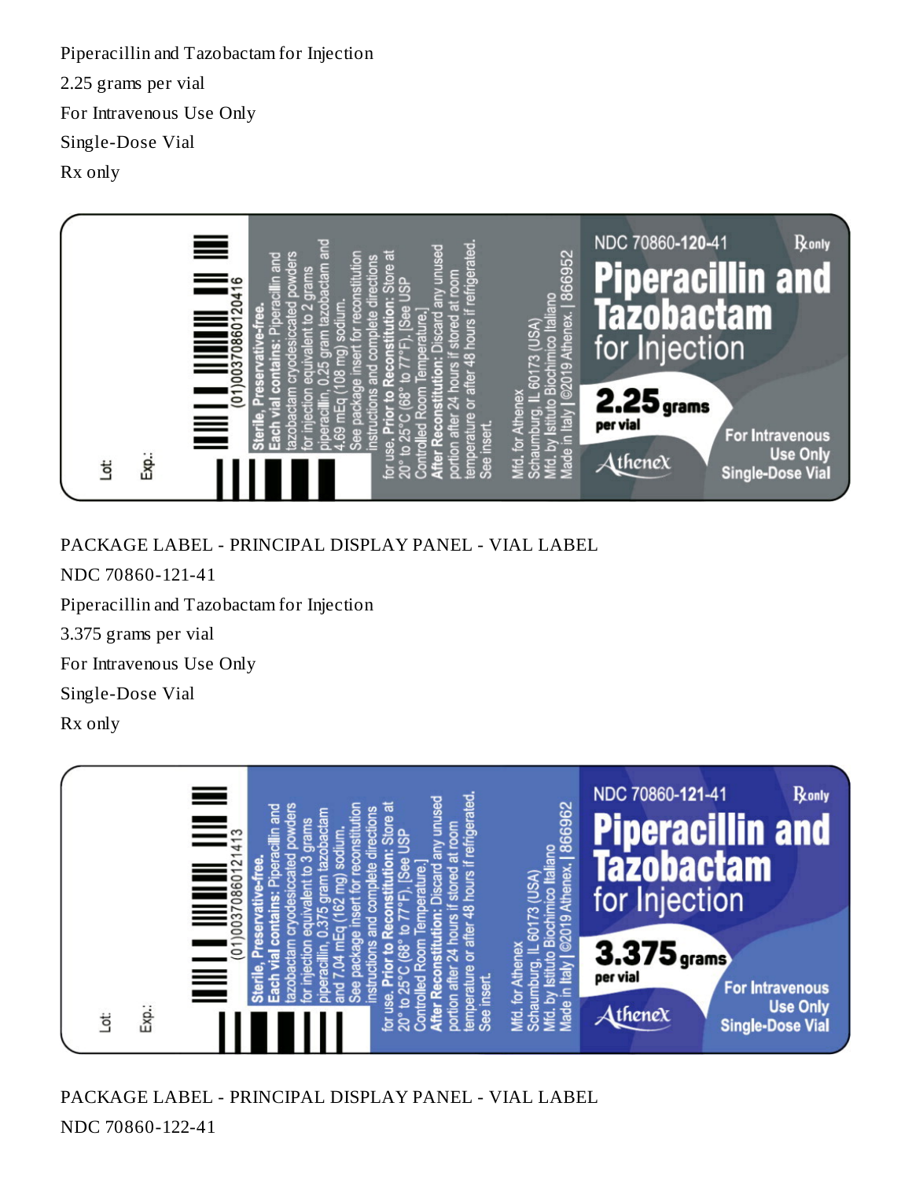Piperacillin and Tazobactam for Injection

2.25 grams per vial

For Intravenous Use Only

Single-Dose Vial

Rx only

Lot:

Exp.:

(01)00370860120416

**Sterile, Preservative-free.**
**Each vial contains:** Piperacillin and tazobactam cryodesiccated powders for injection equivalent to 2 grams piperacillin, 0.25 gram tazobactam and 4.69 mEq (108 mg) sodium.
See package insert for reconstitution instructions and complete directions for use. **Prior to Reconstitution:** Store at 20° to 25°C (68° to 77°F). [See USP Controlled Room Temperature.]
**After Reconstitution:** Discard any unused portion after 24 hours if stored at room temperature or after 48 hours if refrigerated. See insert.

Mfd. for Athenex
Schaumburg, IL 60173 (USA)
Mfd. by Istituto Biochimico Italiano
Made in Italy | ©2019 Athenex. | 866952

NDC 70860-**120**-41 Rx only

**Piperacillin and Tazobactam** for Injection

**2.25 grams** per vial

Athenex

**For Intravenous Use Only**
**Single-Dose Vial**

PACKAGE LABEL - PRINCIPAL DISPLAY PANEL - VIAL LABEL

NDC 70860-121-41

Piperacillin and Tazobactam for Injection

3.375 grams per vial

For Intravenous Use Only

Single-Dose Vial

Rx only

Lot:

Exp.:

(01)00370860121413

**Sterile, Preservative-free.**
**Each vial contains:** Piperacillin and tazobactam cryodesiccated powders for injection equivalent to 3 grams piperacillin, 0.375 gram tazobactam and 7.04 mEq (162 mg) sodium.
See package insert for reconstitution instructions and complete directions for use. **Prior to Reconstitution:** Store at 20° to 25°C (68° to 77°F). [See USP Controlled Room Temperature.]
**After Reconstitution:** Discard any unused portion after 24 hours if stored at room temperature or after 48 hours if refrigerated. See insert.

Mfd. for Athenex
Schaumburg, IL 60173 (USA)
Mfd. by Istituto Biochimico Italiano
Made in Italy | ©2019 Athenex. | 866962

NDC 70860-**121**-41 Rx only

**Piperacillin and Tazobactam** for Injection

**3.375 grams** per vial

Athenex

**For Intravenous Use Only**
**Single-Dose Vial**

PACKAGE LABEL - PRINCIPAL DISPLAY PANEL - VIAL LABEL

NDC 70860-122-41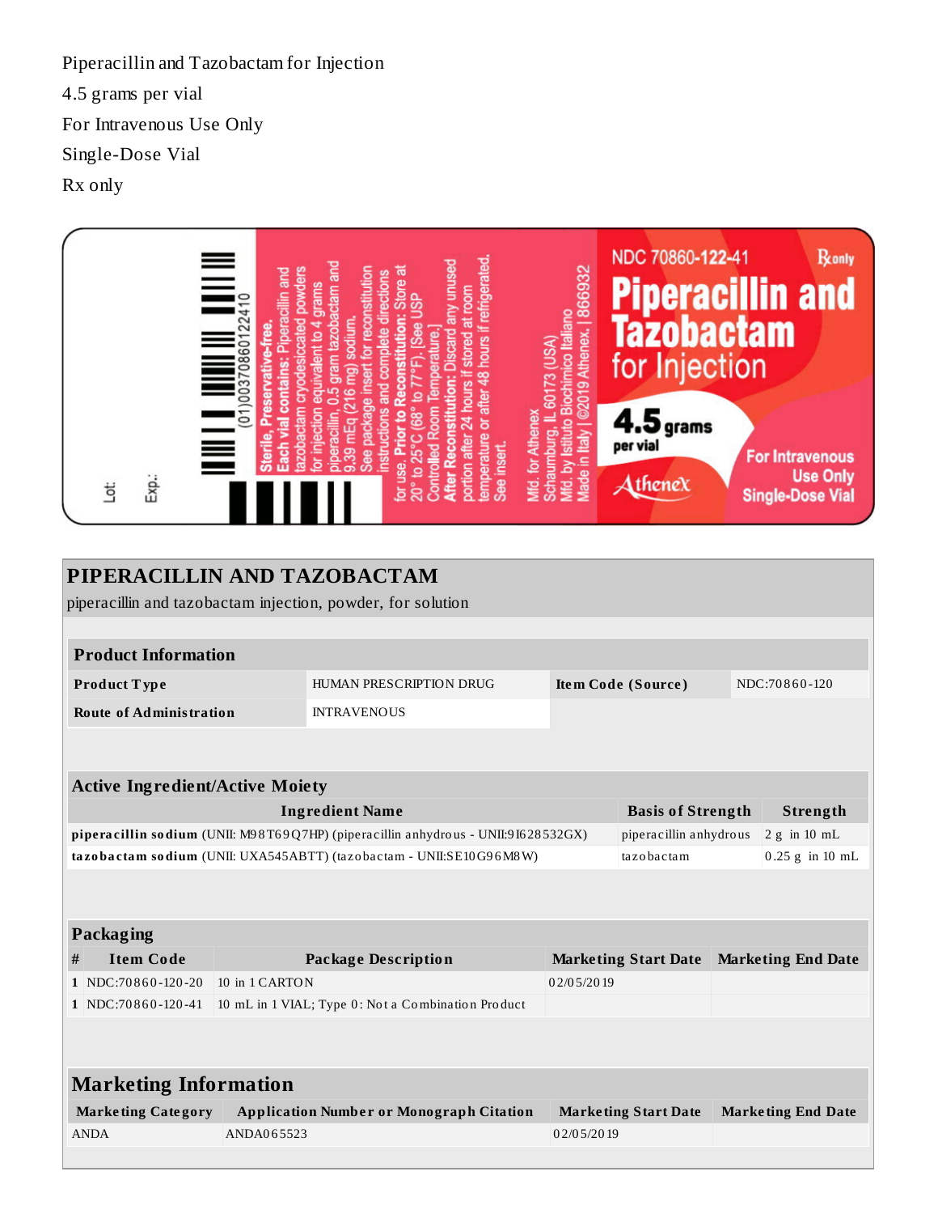Piperacillin and Tazobactam for Injection

4.5 grams per vial

For Intravenous Use Only

Single-Dose Vial

Rx only

Lot:

Exp.:

(01)00370860122410

**Sterile, Preservative-free.**

**Each vial contains:** Piperacillin and tazobactam cryodesiccated powders for injection equivalent to 4 grams piperacillin, 0.5 gram tazobactam and 9.39 mEq (216 mg) sodium.

See package insert for reconstitution instructions and complete directions for use. **Prior to Reconstitution:** Store at 20° to 25°C (68° to 77°F). [See USP Controlled Room Temperature.]

**After Reconstitution:** Discard any unused portion after 24 hours if stored at room temperature or after 48 hours if refrigerated. See insert.

Mfd. for Athenex
Schaumburg, IL 60173 (USA)
Mfd. by Istituto Biochimico Italiano
Made in Italy | ©2019 Athenex. | 866932

NDC 70860-122-41

Rx only

**Piperacillin and Tazobactam for Injection**

**4.5 grams per vial**

Athenex

**For Intravenous Use Only**

**Single-Dose Vial**

# PIPERACILLIN AND TAZOBACTAM

piperacillin and tazobactam injection, powder, for solution

## Product Information

| | | | |
|---|---|---|---|
| **Product Type** | HUMAN PRESCRIPTION DRUG | **Item Code (Source)** | NDC:70860-120 |
| **Route of Administration** | INTRAVENOUS | | |

## Active Ingredient/Active Moiety

| Ingredient Name | Basis of Strength | Strength |
|---|---|---|
| **piperacillin sodium** (UNII: M98T69Q7HP) (piperacillin anhydrous - UNII:9I628532GX) | piperacillin anhydrous | 2 g in 10 mL |
| **tazobactam sodium** (UNII: UXA545ABTT) (tazobactam - UNII:SE10G96M8W) | tazobactam | 0.25 g in 10 mL |

## Packaging

| # | Item Code | Package Description | Marketing Start Date | Marketing End Date |
|---|---|---|---|---|
| 1 | NDC:70860-120-20 | 10 in 1 CARTON | 02/05/2019 | |
| 1 | NDC:70860-120-41 | 10 mL in 1 VIAL; Type 0: Not a Combination Product | | |

## Marketing Information

| Marketing Category | Application Number or Monograph Citation | Marketing Start Date | Marketing End Date |
|---|---|---|---|
| ANDA | ANDA065523 | 02/05/2019 | |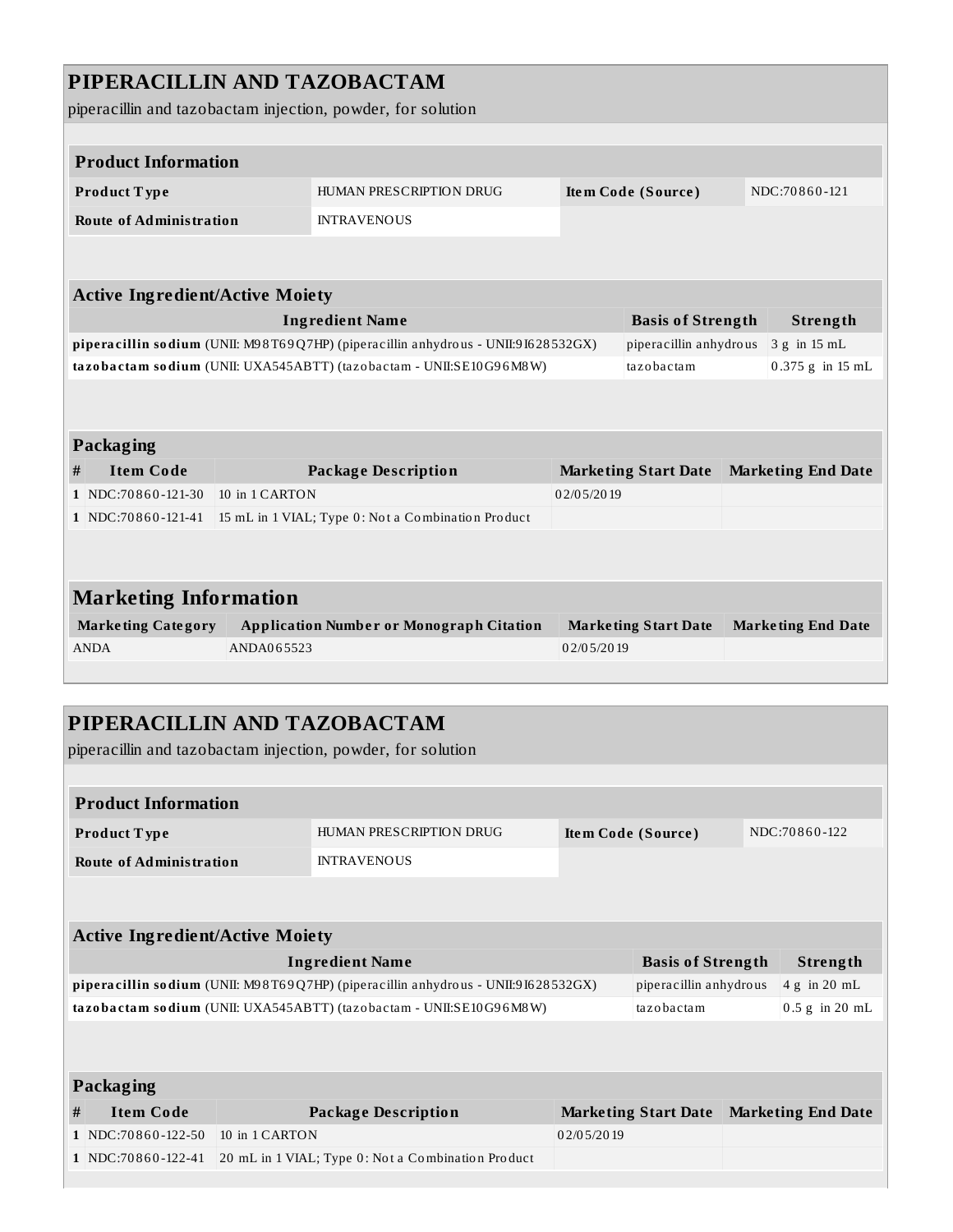# PIPERACILLIN AND TAZOBACTAM

piperacillin and tazobactam injection, powder, for solution

### Product Information

| Product Type | HUMAN PRESCRIPTION DRUG | Item Code (Source) | NDC:70860-121 |
|---|---|---|---|
| Route of Administration | INTRAVENOUS | | |

### Active Ingredient/Active Moiety

| Ingredient Name | Basis of Strength | Strength |
|---|---|---|
| **piperacillin sodium** (UNII: M98T69Q7HP) (piperacillin anhydrous - UNII:9I628532GX) | piperacillin anhydrous | 3 g in 15 mL |
| **tazobactam sodium** (UNII: UXA545ABTT) (tazobactam - UNII:SE10G96M8W) | tazobactam | 0.375 g in 15 mL |

### Packaging

| # | Item Code | Package Description | Marketing Start Date | Marketing End Date |
|---|---|---|---|---|
| 1 | NDC:70860-121-30 | 10 in 1 CARTON | 02/05/2019 | |
| 1 | NDC:70860-121-41 | 15 mL in 1 VIAL; Type 0: Not a Combination Product | | |

## Marketing Information

| Marketing Category | Application Number or Monograph Citation | Marketing Start Date | Marketing End Date |
|---|---|---|---|
| ANDA | ANDA065523 | 02/05/2019 | |

# PIPERACILLIN AND TAZOBACTAM

piperacillin and tazobactam injection, powder, for solution

### Product Information

| Product Type | HUMAN PRESCRIPTION DRUG | Item Code (Source) | NDC:70860-122 |
|---|---|---|---|
| Route of Administration | INTRAVENOUS | | |

### Active Ingredient/Active Moiety

| Ingredient Name | Basis of Strength | Strength |
|---|---|---|
| **piperacillin sodium** (UNII: M98T69Q7HP) (piperacillin anhydrous - UNII:9I628532GX) | piperacillin anhydrous | 4 g in 20 mL |
| **tazobactam sodium** (UNII: UXA545ABTT) (tazobactam - UNII:SE10G96M8W) | tazobactam | 0.5 g in 20 mL |

### Packaging

| # | Item Code | Package Description | Marketing Start Date | Marketing End Date |
|---|---|---|---|---|
| 1 | NDC:70860-122-50 | 10 in 1 CARTON | 02/05/2019 | |
| 1 | NDC:70860-122-41 | 20 mL in 1 VIAL; Type 0: Not a Combination Product | | |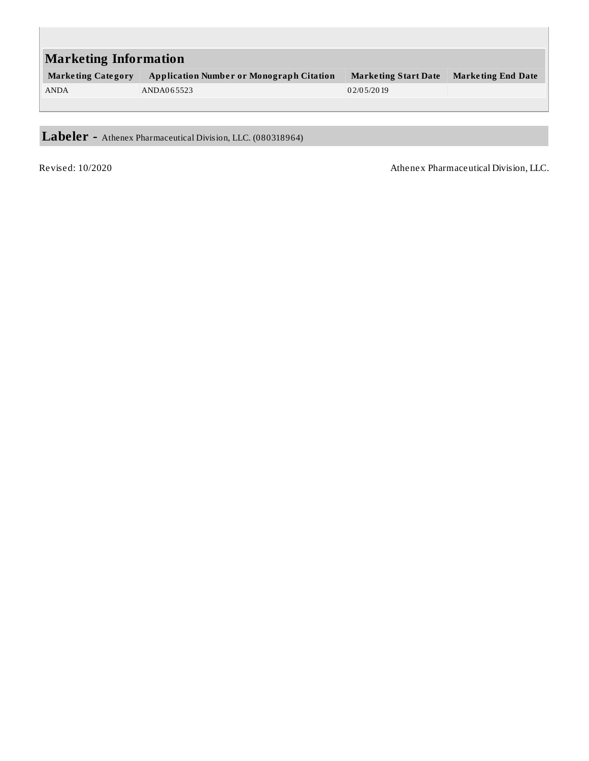## Marketing Information

| Marketing Category | Application Number or Monograph Citation | Marketing Start Date | Marketing End Date |
|---|---|---|---|
| ANDA | ANDA065523 | 02/05/2019 | |

## Labeler - Athenex Pharmaceutical Division, LLC. (080318964)

Revised: 10/2020

Athenex Pharmaceutical Division, LLC.